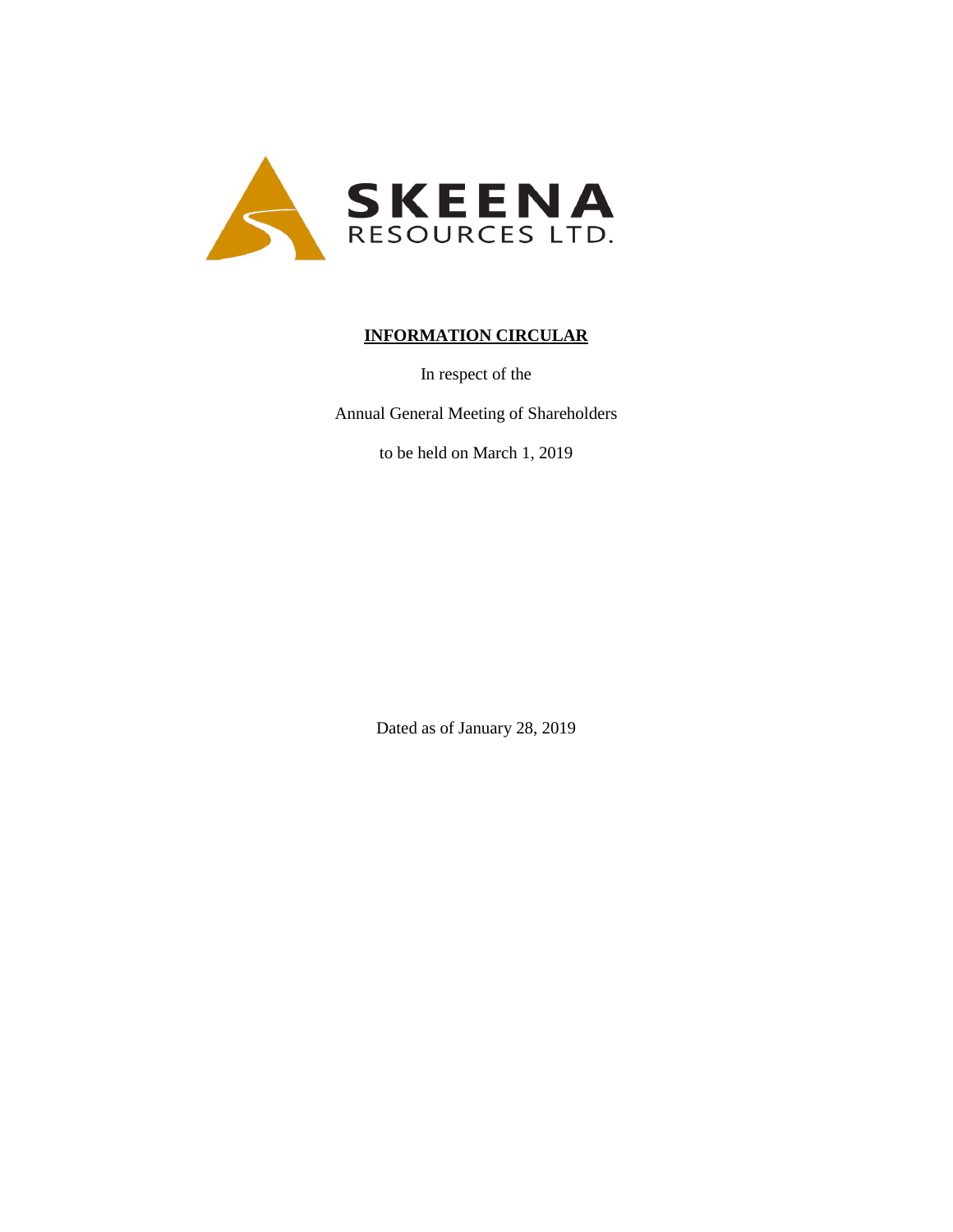**SKEENA**
RESOURCES LTD.

# INFORMATION CIRCULAR

In respect of the

Annual General Meeting of Shareholders

to be held on March 1, 2019

Dated as of January 28, 2019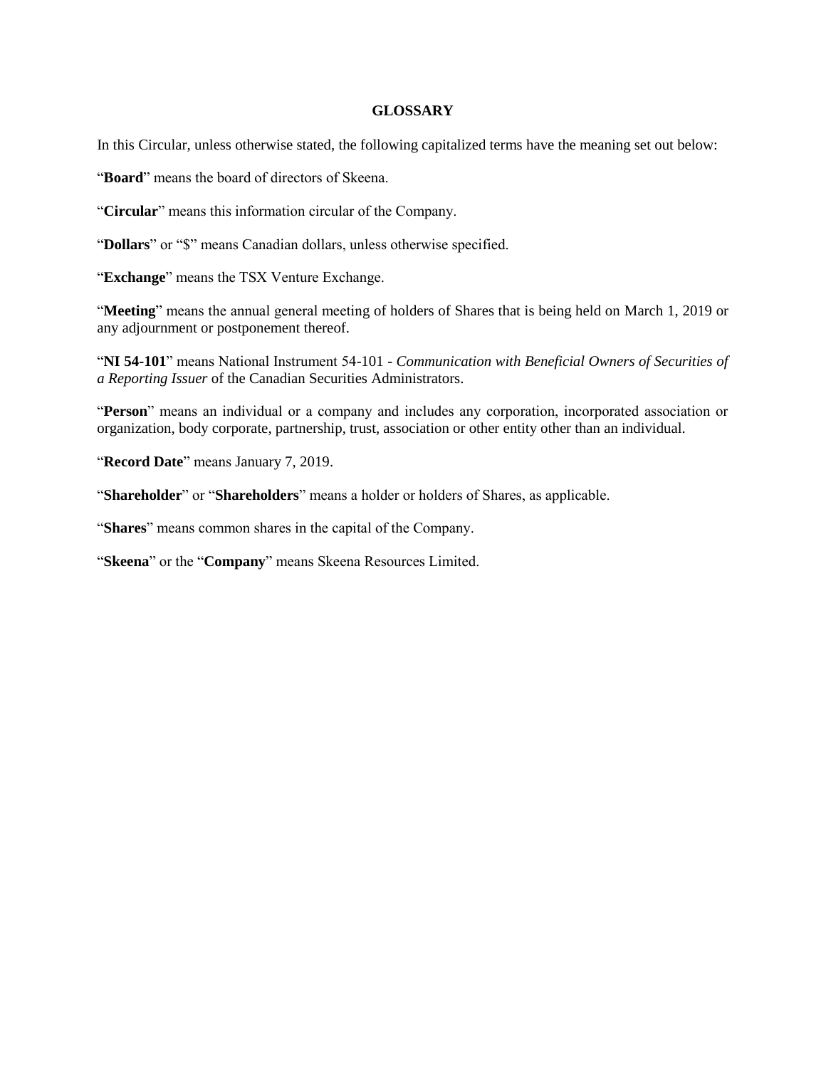# GLOSSARY

In this Circular, unless otherwise stated, the following capitalized terms have the meaning set out below:

"**Board**" means the board of directors of Skeena.

"**Circular**" means this information circular of the Company.

"**Dollars**" or "$" means Canadian dollars, unless otherwise specified.

"**Exchange**" means the TSX Venture Exchange.

"**Meeting**" means the annual general meeting of holders of Shares that is being held on March 1, 2019 or any adjournment or postponement thereof.

"**NI 54-101**" means National Instrument 54-101 - *Communication with Beneficial Owners of Securities of a Reporting Issuer* of the Canadian Securities Administrators.

"**Person**" means an individual or a company and includes any corporation, incorporated association or organization, body corporate, partnership, trust, association or other entity other than an individual.

"**Record Date**" means January 7, 2019.

"**Shareholder**" or "**Shareholders**" means a holder or holders of Shares, as applicable.

"**Shares**" means common shares in the capital of the Company.

"**Skeena**" or the "**Company**" means Skeena Resources Limited.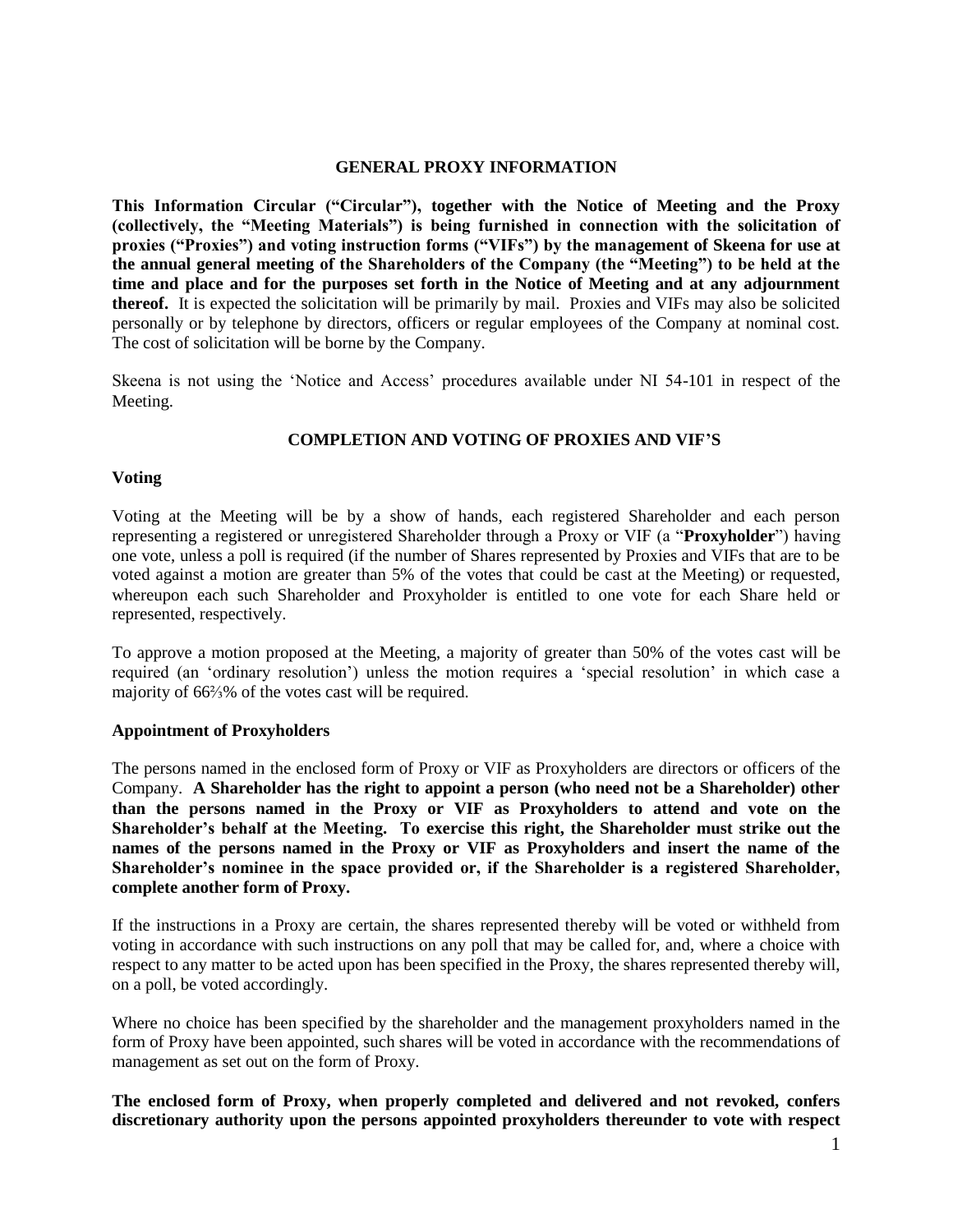## GENERAL PROXY INFORMATION

**This Information Circular ("Circular"), together with the Notice of Meeting and the Proxy (collectively, the "Meeting Materials") is being furnished in connection with the solicitation of proxies ("Proxies") and voting instruction forms ("VIFs") by the management of Skeena for use at the annual general meeting of the Shareholders of the Company (the "Meeting") to be held at the time and place and for the purposes set forth in the Notice of Meeting and at any adjournment thereof.** It is expected the solicitation will be primarily by mail. Proxies and VIFs may also be solicited personally or by telephone by directors, officers or regular employees of the Company at nominal cost. The cost of solicitation will be borne by the Company.

Skeena is not using the 'Notice and Access' procedures available under NI 54-101 in respect of the Meeting.

## COMPLETION AND VOTING OF PROXIES AND VIF'S

### Voting

Voting at the Meeting will be by a show of hands, each registered Shareholder and each person representing a registered or unregistered Shareholder through a Proxy or VIF (a "**Proxyholder**") having one vote, unless a poll is required (if the number of Shares represented by Proxies and VIFs that are to be voted against a motion are greater than 5% of the votes that could be cast at the Meeting) or requested, whereupon each such Shareholder and Proxyholder is entitled to one vote for each Share held or represented, respectively.

To approve a motion proposed at the Meeting, a majority of greater than 50% of the votes cast will be required (an 'ordinary resolution') unless the motion requires a 'special resolution' in which case a majority of 66⅔% of the votes cast will be required.

### Appointment of Proxyholders

The persons named in the enclosed form of Proxy or VIF as Proxyholders are directors or officers of the Company. **A Shareholder has the right to appoint a person (who need not be a Shareholder) other than the persons named in the Proxy or VIF as Proxyholders to attend and vote on the Shareholder's behalf at the Meeting. To exercise this right, the Shareholder must strike out the names of the persons named in the Proxy or VIF as Proxyholders and insert the name of the Shareholder's nominee in the space provided or, if the Shareholder is a registered Shareholder, complete another form of Proxy.**

If the instructions in a Proxy are certain, the shares represented thereby will be voted or withheld from voting in accordance with such instructions on any poll that may be called for, and, where a choice with respect to any matter to be acted upon has been specified in the Proxy, the shares represented thereby will, on a poll, be voted accordingly.

Where no choice has been specified by the shareholder and the management proxyholders named in the form of Proxy have been appointed, such shares will be voted in accordance with the recommendations of management as set out on the form of Proxy.

**The enclosed form of Proxy, when properly completed and delivered and not revoked, confers discretionary authority upon the persons appointed proxyholders thereunder to vote with respect**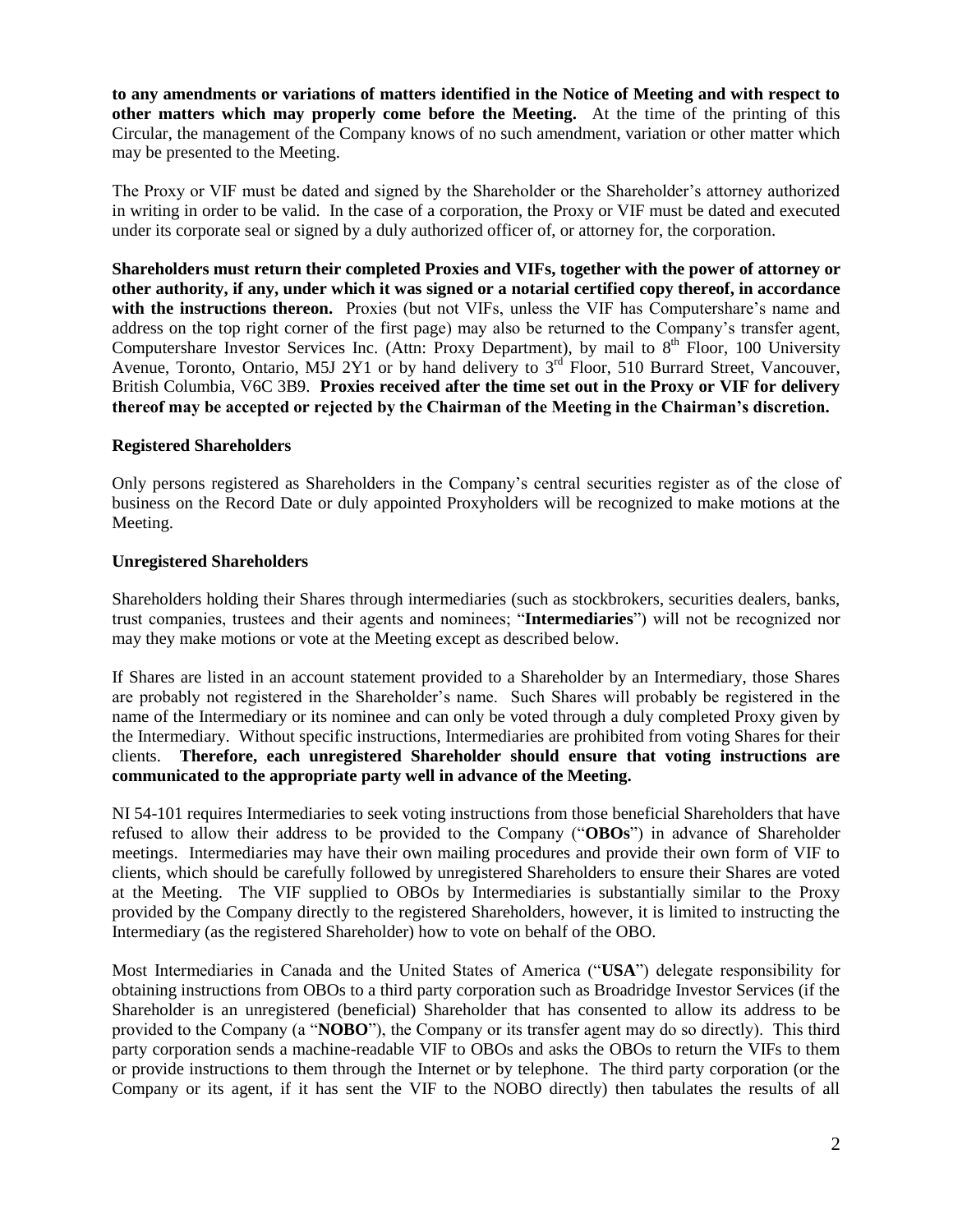**to any amendments or variations of matters identified in the Notice of Meeting and with respect to other matters which may properly come before the Meeting.** At the time of the printing of this Circular, the management of the Company knows of no such amendment, variation or other matter which may be presented to the Meeting.

The Proxy or VIF must be dated and signed by the Shareholder or the Shareholder's attorney authorized in writing in order to be valid. In the case of a corporation, the Proxy or VIF must be dated and executed under its corporate seal or signed by a duly authorized officer of, or attorney for, the corporation.

**Shareholders must return their completed Proxies and VIFs, together with the power of attorney or other authority, if any, under which it was signed or a notarial certified copy thereof, in accordance with the instructions thereon.** Proxies (but not VIFs, unless the VIF has Computershare's name and address on the top right corner of the first page) may also be returned to the Company's transfer agent, Computershare Investor Services Inc. (Attn: Proxy Department), by mail to 8th Floor, 100 University Avenue, Toronto, Ontario, M5J 2Y1 or by hand delivery to 3rd Floor, 510 Burrard Street, Vancouver, British Columbia, V6C 3B9. **Proxies received after the time set out in the Proxy or VIF for delivery thereof may be accepted or rejected by the Chairman of the Meeting in the Chairman's discretion.**

**Registered Shareholders**

Only persons registered as Shareholders in the Company's central securities register as of the close of business on the Record Date or duly appointed Proxyholders will be recognized to make motions at the Meeting.

**Unregistered Shareholders**

Shareholders holding their Shares through intermediaries (such as stockbrokers, securities dealers, banks, trust companies, trustees and their agents and nominees; "**Intermediaries**") will not be recognized nor may they make motions or vote at the Meeting except as described below.

If Shares are listed in an account statement provided to a Shareholder by an Intermediary, those Shares are probably not registered in the Shareholder's name. Such Shares will probably be registered in the name of the Intermediary or its nominee and can only be voted through a duly completed Proxy given by the Intermediary. Without specific instructions, Intermediaries are prohibited from voting Shares for their clients. **Therefore, each unregistered Shareholder should ensure that voting instructions are communicated to the appropriate party well in advance of the Meeting.**

NI 54-101 requires Intermediaries to seek voting instructions from those beneficial Shareholders that have refused to allow their address to be provided to the Company ("**OBOs**") in advance of Shareholder meetings. Intermediaries may have their own mailing procedures and provide their own form of VIF to clients, which should be carefully followed by unregistered Shareholders to ensure their Shares are voted at the Meeting. The VIF supplied to OBOs by Intermediaries is substantially similar to the Proxy provided by the Company directly to the registered Shareholders, however, it is limited to instructing the Intermediary (as the registered Shareholder) how to vote on behalf of the OBO.

Most Intermediaries in Canada and the United States of America ("**USA**") delegate responsibility for obtaining instructions from OBOs to a third party corporation such as Broadridge Investor Services (if the Shareholder is an unregistered (beneficial) Shareholder that has consented to allow its address to be provided to the Company (a "**NOBO**"), the Company or its transfer agent may do so directly). This third party corporation sends a machine-readable VIF to OBOs and asks the OBOs to return the VIFs to them or provide instructions to them through the Internet or by telephone. The third party corporation (or the Company or its agent, if it has sent the VIF to the NOBO directly) then tabulates the results of all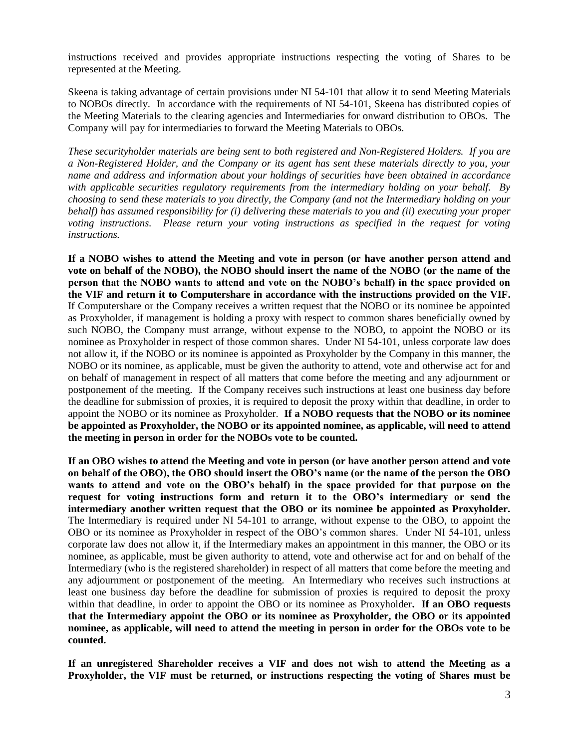instructions received and provides appropriate instructions respecting the voting of Shares to be represented at the Meeting.

Skeena is taking advantage of certain provisions under NI 54-101 that allow it to send Meeting Materials to NOBOs directly. In accordance with the requirements of NI 54-101, Skeena has distributed copies of the Meeting Materials to the clearing agencies and Intermediaries for onward distribution to OBOs. The Company will pay for intermediaries to forward the Meeting Materials to OBOs.

*These securityholder materials are being sent to both registered and Non-Registered Holders. If you are a Non-Registered Holder, and the Company or its agent has sent these materials directly to you, your name and address and information about your holdings of securities have been obtained in accordance with applicable securities regulatory requirements from the intermediary holding on your behalf. By choosing to send these materials to you directly, the Company (and not the Intermediary holding on your behalf) has assumed responsibility for (i) delivering these materials to you and (ii) executing your proper voting instructions. Please return your voting instructions as specified in the request for voting instructions.*

**If a NOBO wishes to attend the Meeting and vote in person (or have another person attend and vote on behalf of the NOBO), the NOBO should insert the name of the NOBO (or the name of the person that the NOBO wants to attend and vote on the NOBO's behalf) in the space provided on the VIF and return it to Computershare in accordance with the instructions provided on the VIF.** If Computershare or the Company receives a written request that the NOBO or its nominee be appointed as Proxyholder, if management is holding a proxy with respect to common shares beneficially owned by such NOBO, the Company must arrange, without expense to the NOBO, to appoint the NOBO or its nominee as Proxyholder in respect of those common shares. Under NI 54-101, unless corporate law does not allow it, if the NOBO or its nominee is appointed as Proxyholder by the Company in this manner, the NOBO or its nominee, as applicable, must be given the authority to attend, vote and otherwise act for and on behalf of management in respect of all matters that come before the meeting and any adjournment or postponement of the meeting. If the Company receives such instructions at least one business day before the deadline for submission of proxies, it is required to deposit the proxy within that deadline, in order to appoint the NOBO or its nominee as Proxyholder. **If a NOBO requests that the NOBO or its nominee be appointed as Proxyholder, the NOBO or its appointed nominee, as applicable, will need to attend the meeting in person in order for the NOBOs vote to be counted.**

**If an OBO wishes to attend the Meeting and vote in person (or have another person attend and vote on behalf of the OBO), the OBO should insert the OBO's name (or the name of the person the OBO wants to attend and vote on the OBO's behalf) in the space provided for that purpose on the request for voting instructions form and return it to the OBO's intermediary or send the intermediary another written request that the OBO or its nominee be appointed as Proxyholder.** The Intermediary is required under NI 54-101 to arrange, without expense to the OBO, to appoint the OBO or its nominee as Proxyholder in respect of the OBO's common shares. Under NI 54-101, unless corporate law does not allow it, if the Intermediary makes an appointment in this manner, the OBO or its nominee, as applicable, must be given authority to attend, vote and otherwise act for and on behalf of the Intermediary (who is the registered shareholder) in respect of all matters that come before the meeting and any adjournment or postponement of the meeting. An Intermediary who receives such instructions at least one business day before the deadline for submission of proxies is required to deposit the proxy within that deadline, in order to appoint the OBO or its nominee as Proxyholder**. If an OBO requests that the Intermediary appoint the OBO or its nominee as Proxyholder, the OBO or its appointed nominee, as applicable, will need to attend the meeting in person in order for the OBOs vote to be counted.**

**If an unregistered Shareholder receives a VIF and does not wish to attend the Meeting as a Proxyholder, the VIF must be returned, or instructions respecting the voting of Shares must be**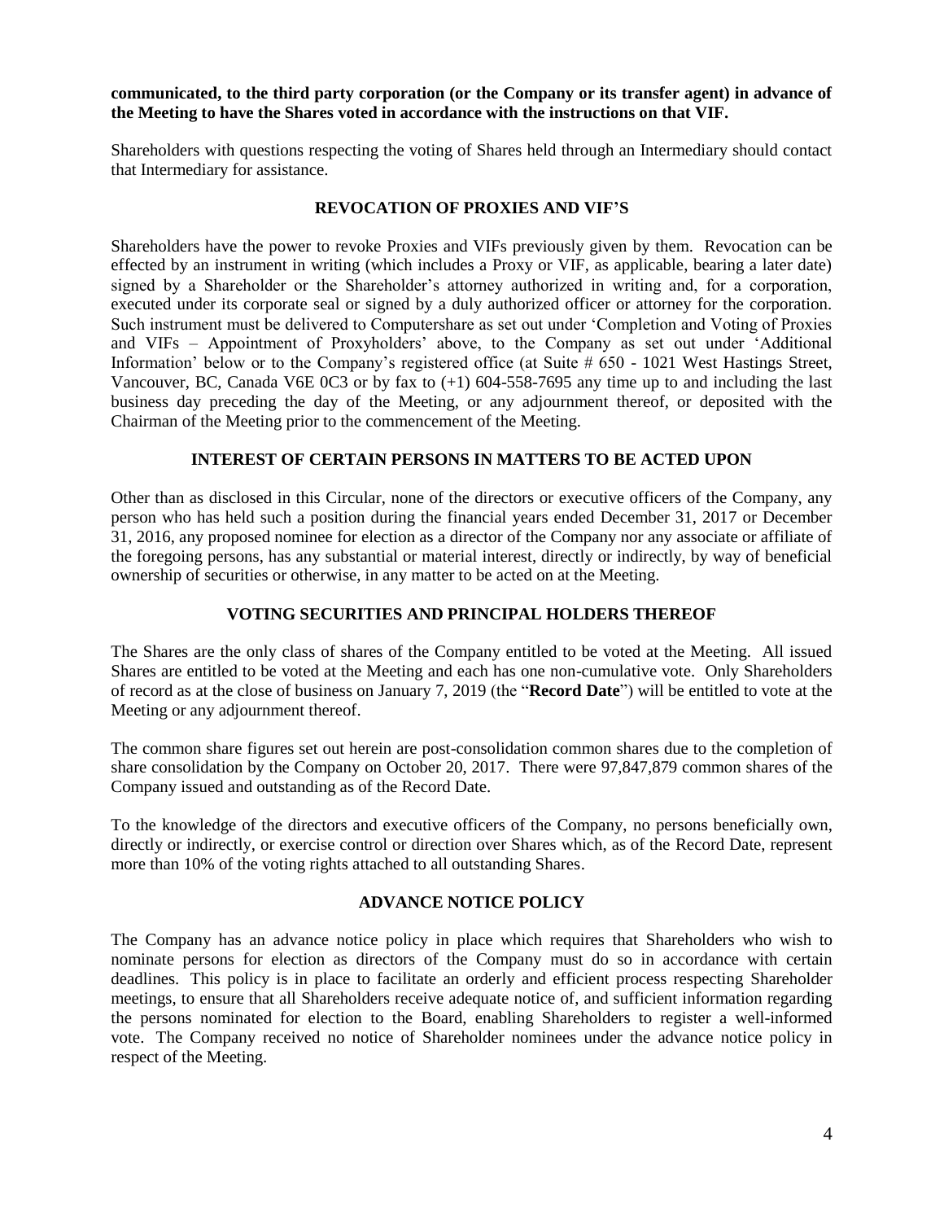**communicated, to the third party corporation (or the Company or its transfer agent) in advance of the Meeting to have the Shares voted in accordance with the instructions on that VIF.**

Shareholders with questions respecting the voting of Shares held through an Intermediary should contact that Intermediary for assistance.

## REVOCATION OF PROXIES AND VIF'S

Shareholders have the power to revoke Proxies and VIFs previously given by them. Revocation can be effected by an instrument in writing (which includes a Proxy or VIF, as applicable, bearing a later date) signed by a Shareholder or the Shareholder's attorney authorized in writing and, for a corporation, executed under its corporate seal or signed by a duly authorized officer or attorney for the corporation. Such instrument must be delivered to Computershare as set out under 'Completion and Voting of Proxies and VIFs – Appointment of Proxyholders' above, to the Company as set out under 'Additional Information' below or to the Company's registered office (at Suite # 650 - 1021 West Hastings Street, Vancouver, BC, Canada V6E 0C3 or by fax to (+1) 604-558-7695 any time up to and including the last business day preceding the day of the Meeting, or any adjournment thereof, or deposited with the Chairman of the Meeting prior to the commencement of the Meeting.

## INTEREST OF CERTAIN PERSONS IN MATTERS TO BE ACTED UPON

Other than as disclosed in this Circular, none of the directors or executive officers of the Company, any person who has held such a position during the financial years ended December 31, 2017 or December 31, 2016, any proposed nominee for election as a director of the Company nor any associate or affiliate of the foregoing persons, has any substantial or material interest, directly or indirectly, by way of beneficial ownership of securities or otherwise, in any matter to be acted on at the Meeting.

## VOTING SECURITIES AND PRINCIPAL HOLDERS THEREOF

The Shares are the only class of shares of the Company entitled to be voted at the Meeting. All issued Shares are entitled to be voted at the Meeting and each has one non-cumulative vote. Only Shareholders of record as at the close of business on January 7, 2019 (the "**Record Date**") will be entitled to vote at the Meeting or any adjournment thereof.

The common share figures set out herein are post-consolidation common shares due to the completion of share consolidation by the Company on October 20, 2017. There were 97,847,879 common shares of the Company issued and outstanding as of the Record Date.

To the knowledge of the directors and executive officers of the Company, no persons beneficially own, directly or indirectly, or exercise control or direction over Shares which, as of the Record Date, represent more than 10% of the voting rights attached to all outstanding Shares.

## ADVANCE NOTICE POLICY

The Company has an advance notice policy in place which requires that Shareholders who wish to nominate persons for election as directors of the Company must do so in accordance with certain deadlines. This policy is in place to facilitate an orderly and efficient process respecting Shareholder meetings, to ensure that all Shareholders receive adequate notice of, and sufficient information regarding the persons nominated for election to the Board, enabling Shareholders to register a well-informed vote. The Company received no notice of Shareholder nominees under the advance notice policy in respect of the Meeting.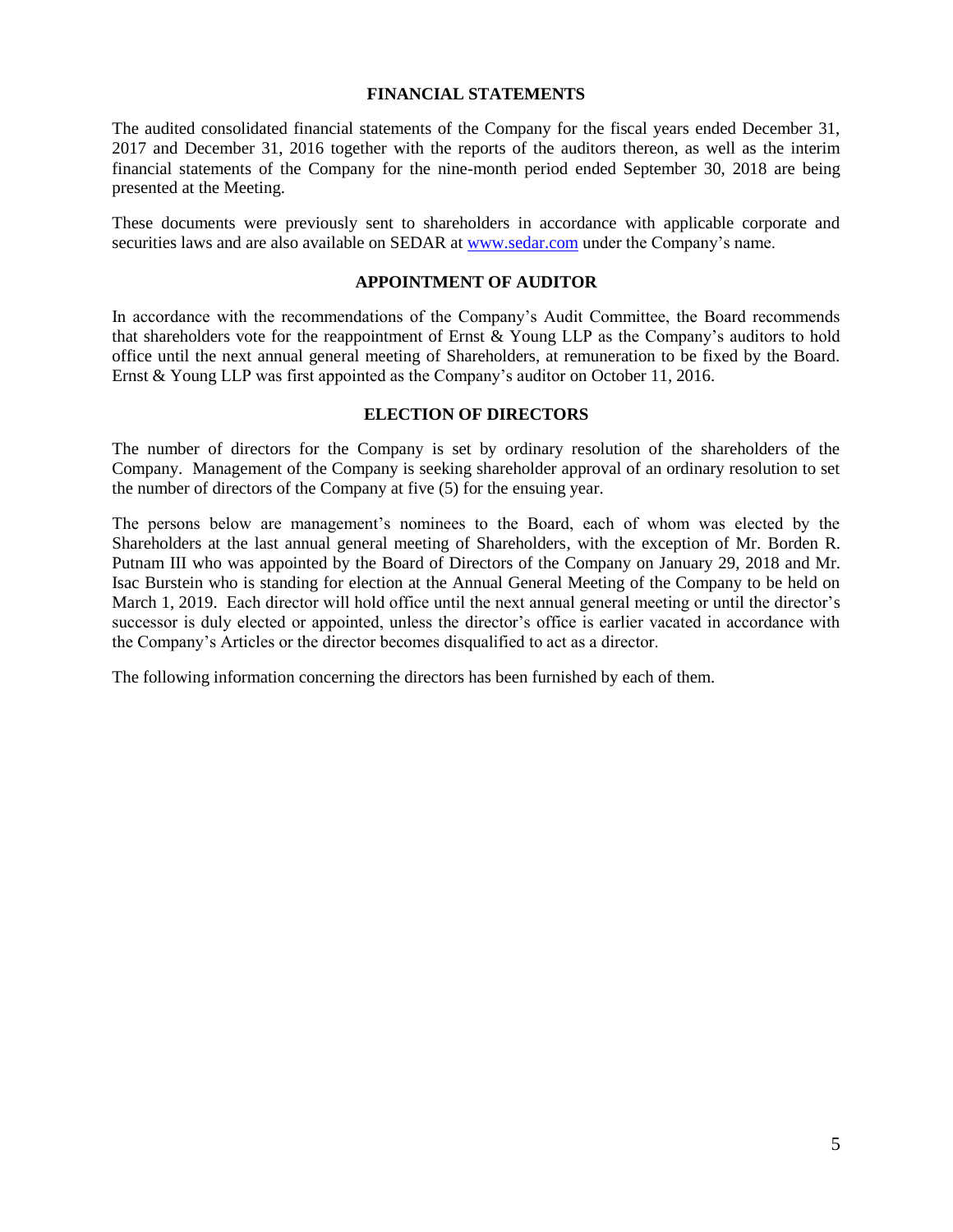## FINANCIAL STATEMENTS

The audited consolidated financial statements of the Company for the fiscal years ended December 31, 2017 and December 31, 2016 together with the reports of the auditors thereon, as well as the interim financial statements of the Company for the nine-month period ended September 30, 2018 are being presented at the Meeting.

These documents were previously sent to shareholders in accordance with applicable corporate and securities laws and are also available on SEDAR at www.sedar.com under the Company's name.

## APPOINTMENT OF AUDITOR

In accordance with the recommendations of the Company's Audit Committee, the Board recommends that shareholders vote for the reappointment of Ernst & Young LLP as the Company's auditors to hold office until the next annual general meeting of Shareholders, at remuneration to be fixed by the Board. Ernst & Young LLP was first appointed as the Company's auditor on October 11, 2016.

## ELECTION OF DIRECTORS

The number of directors for the Company is set by ordinary resolution of the shareholders of the Company. Management of the Company is seeking shareholder approval of an ordinary resolution to set the number of directors of the Company at five (5) for the ensuing year.

The persons below are management's nominees to the Board, each of whom was elected by the Shareholders at the last annual general meeting of Shareholders, with the exception of Mr. Borden R. Putnam III who was appointed by the Board of Directors of the Company on January 29, 2018 and Mr. Isac Burstein who is standing for election at the Annual General Meeting of the Company to be held on March 1, 2019. Each director will hold office until the next annual general meeting or until the director's successor is duly elected or appointed, unless the director's office is earlier vacated in accordance with the Company's Articles or the director becomes disqualified to act as a director.

The following information concerning the directors has been furnished by each of them.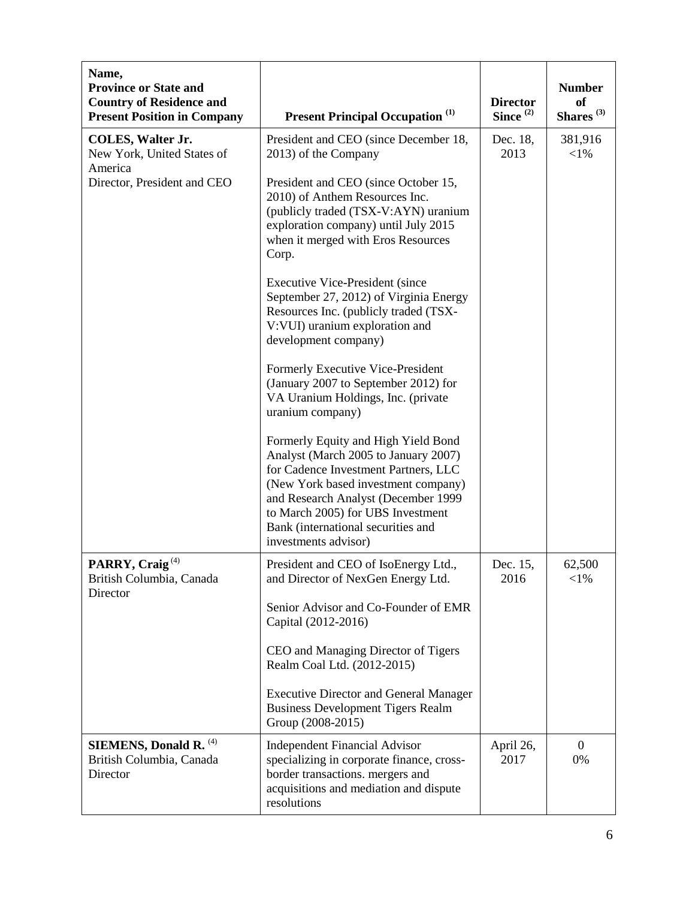| Name, Province or State and Country of Residence and Present Position in Company | Present Principal Occupation [(1)] | Director Since [(2)] | Number of Shares [(3)] |
|---|---|---|---|
| **COLES, Walter Jr.** New York, United States of America Director, President and CEO | President and CEO (since December 18, 2013) of the Company<br><br>President and CEO (since October 15, 2010) of Anthem Resources Inc. (publicly traded (TSX-V:AYN) uranium exploration company) until July 2015 when it merged with Eros Resources Corp.<br><br>Executive Vice-President (since September 27, 2012) of Virginia Energy Resources Inc. (publicly traded (TSX-V:VUI) uranium exploration and development company)<br><br>Formerly Executive Vice-President (January 2007 to September 2012) for VA Uranium Holdings, Inc. (private uranium company)<br><br>Formerly Equity and High Yield Bond Analyst (March 2005 to January 2007) for Cadence Investment Partners, LLC (New York based investment company) and Research Analyst (December 1999 to March 2005) for UBS Investment Bank (international securities and investments advisor) | Dec. 18, 2013 | 381,916 <1% |
| **PARRY, Craig** [(4)] British Columbia, Canada Director | President and CEO of IsoEnergy Ltd., and Director of NexGen Energy Ltd.<br><br>Senior Advisor and Co-Founder of EMR Capital (2012-2016)<br><br>CEO and Managing Director of Tigers Realm Coal Ltd. (2012-2015)<br><br>Executive Director and General Manager Business Development Tigers Realm Group (2008-2015) | Dec. 15, 2016 | 62,500 <1% |
| **SIEMENS, Donald R.** [(4)] British Columbia, Canada Director | Independent Financial Advisor specializing in corporate finance, cross-border transactions. mergers and acquisitions and mediation and dispute resolutions | April 26, 2017 | 0 0% |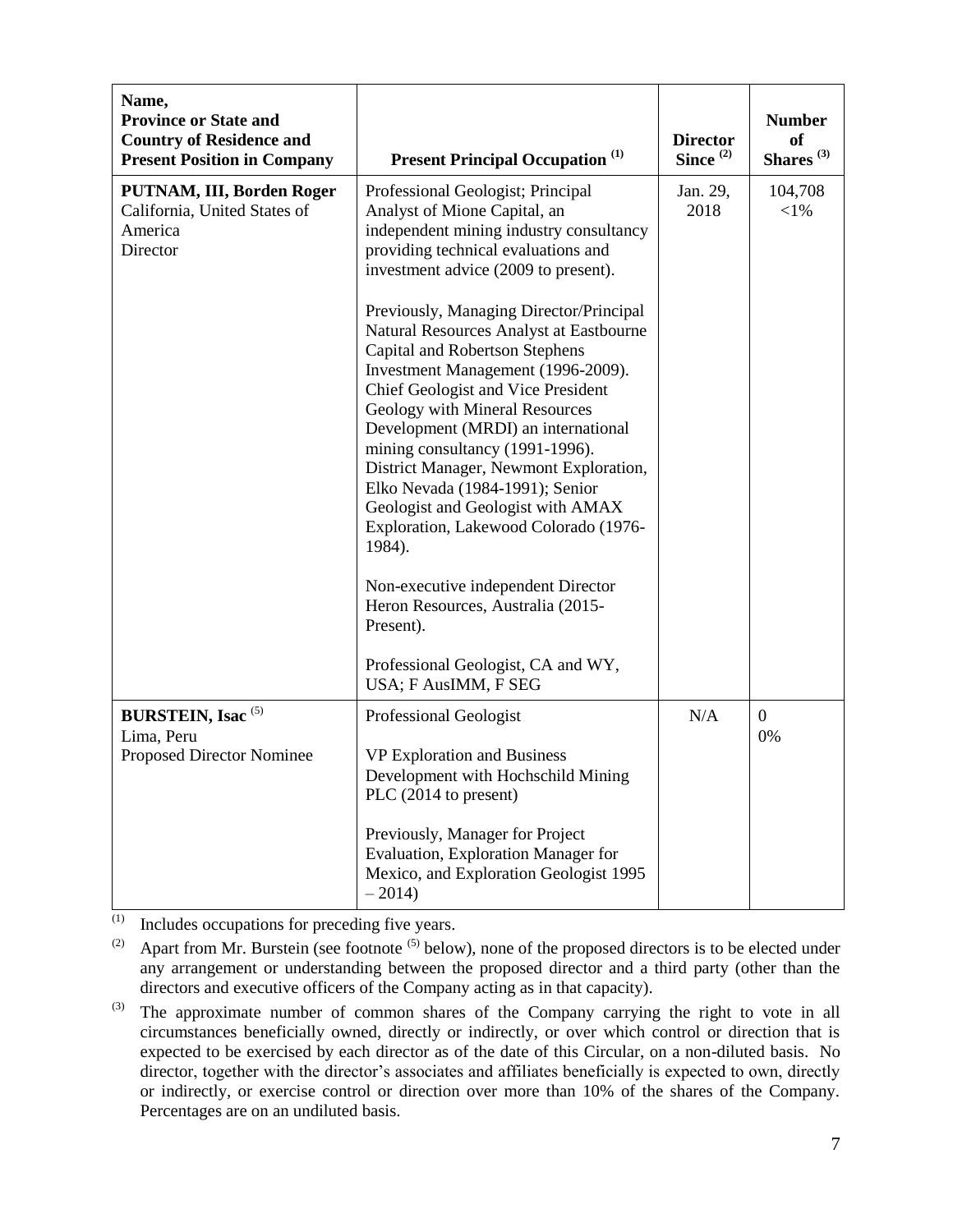| Name, Province or State and Country of Residence and Present Position in Company | Present Principal Occupation [(1)] | Director Since [(2)] | Number of Shares [(3)] |
|---|---|---|---|
| **PUTNAM, III, Borden Roger**<br>California, United States of America<br>Director | Professional Geologist; Principal Analyst of Mione Capital, an independent mining industry consultancy providing technical evaluations and investment advice (2009 to present).<br><br>Previously, Managing Director/Principal Natural Resources Analyst at Eastbourne Capital and Robertson Stephens Investment Management (1996-2009). Chief Geologist and Vice President Geology with Mineral Resources Development (MRDI) an international mining consultancy (1991-1996). District Manager, Newmont Exploration, Elko Nevada (1984-1991); Senior Geologist and Geologist with AMAX Exploration, Lakewood Colorado (1976-1984).<br><br>Non-executive independent Director Heron Resources, Australia (2015-Present).<br><br>Professional Geologist, CA and WY, USA; F AusIMM, F SEG | Jan. 29, 2018 | 104,708<br><1% |
| **BURSTEIN, Isac** [(5)]<br>Lima, Peru<br>Proposed Director Nominee | Professional Geologist<br><br>VP Exploration and Business Development with Hochschild Mining PLC (2014 to present)<br><br>Previously, Manager for Project Evaluation, Exploration Manager for Mexico, and Exploration Geologist 1995 – 2014) | N/A | 0<br>0% |

(1) Includes occupations for preceding five years.

(2) Apart from Mr. Burstein (see footnote (5) below), none of the proposed directors is to be elected under any arrangement or understanding between the proposed director and a third party (other than the directors and executive officers of the Company acting as in that capacity).

(3) The approximate number of common shares of the Company carrying the right to vote in all circumstances beneficially owned, directly or indirectly, or over which control or direction that is expected to be exercised by each director as of the date of this Circular, on a non-diluted basis. No director, together with the director's associates and affiliates beneficially is expected to own, directly or indirectly, or exercise control or direction over more than 10% of the shares of the Company. Percentages are on an undiluted basis.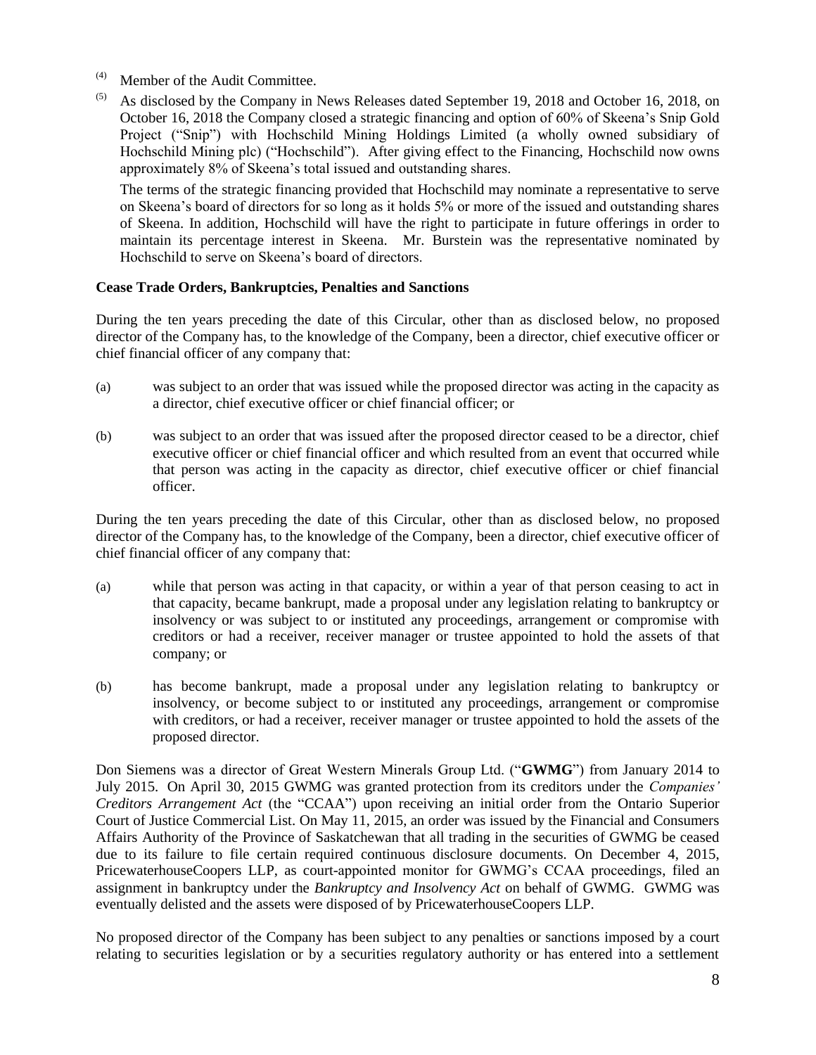(4) Member of the Audit Committee.

(5) As disclosed by the Company in News Releases dated September 19, 2018 and October 16, 2018, on October 16, 2018 the Company closed a strategic financing and option of 60% of Skeena's Snip Gold Project ("Snip") with Hochschild Mining Holdings Limited (a wholly owned subsidiary of Hochschild Mining plc) ("Hochschild"). After giving effect to the Financing, Hochschild now owns approximately 8% of Skeena's total issued and outstanding shares.

The terms of the strategic financing provided that Hochschild may nominate a representative to serve on Skeena's board of directors for so long as it holds 5% or more of the issued and outstanding shares of Skeena. In addition, Hochschild will have the right to participate in future offerings in order to maintain its percentage interest in Skeena. Mr. Burstein was the representative nominated by Hochschild to serve on Skeena's board of directors.

**Cease Trade Orders, Bankruptcies, Penalties and Sanctions**

During the ten years preceding the date of this Circular, other than as disclosed below, no proposed director of the Company has, to the knowledge of the Company, been a director, chief executive officer or chief financial officer of any company that:

(a) was subject to an order that was issued while the proposed director was acting in the capacity as a director, chief executive officer or chief financial officer; or

(b) was subject to an order that was issued after the proposed director ceased to be a director, chief executive officer or chief financial officer and which resulted from an event that occurred while that person was acting in the capacity as director, chief executive officer or chief financial officer.

During the ten years preceding the date of this Circular, other than as disclosed below, no proposed director of the Company has, to the knowledge of the Company, been a director, chief executive officer of chief financial officer of any company that:

(a) while that person was acting in that capacity, or within a year of that person ceasing to act in that capacity, became bankrupt, made a proposal under any legislation relating to bankruptcy or insolvency or was subject to or instituted any proceedings, arrangement or compromise with creditors or had a receiver, receiver manager or trustee appointed to hold the assets of that company; or

(b) has become bankrupt, made a proposal under any legislation relating to bankruptcy or insolvency, or become subject to or instituted any proceedings, arrangement or compromise with creditors, or had a receiver, receiver manager or trustee appointed to hold the assets of the proposed director.

Don Siemens was a director of Great Western Minerals Group Ltd. ("**GWMG**") from January 2014 to July 2015. On April 30, 2015 GWMG was granted protection from its creditors under the *Companies' Creditors Arrangement Act* (the "CCAA") upon receiving an initial order from the Ontario Superior Court of Justice Commercial List. On May 11, 2015, an order was issued by the Financial and Consumers Affairs Authority of the Province of Saskatchewan that all trading in the securities of GWMG be ceased due to its failure to file certain required continuous disclosure documents. On December 4, 2015, PricewaterhouseCoopers LLP, as court-appointed monitor for GWMG's CCAA proceedings, filed an assignment in bankruptcy under the *Bankruptcy and Insolvency Act* on behalf of GWMG. GWMG was eventually delisted and the assets were disposed of by PricewaterhouseCoopers LLP.

No proposed director of the Company has been subject to any penalties or sanctions imposed by a court relating to securities legislation or by a securities regulatory authority or has entered into a settlement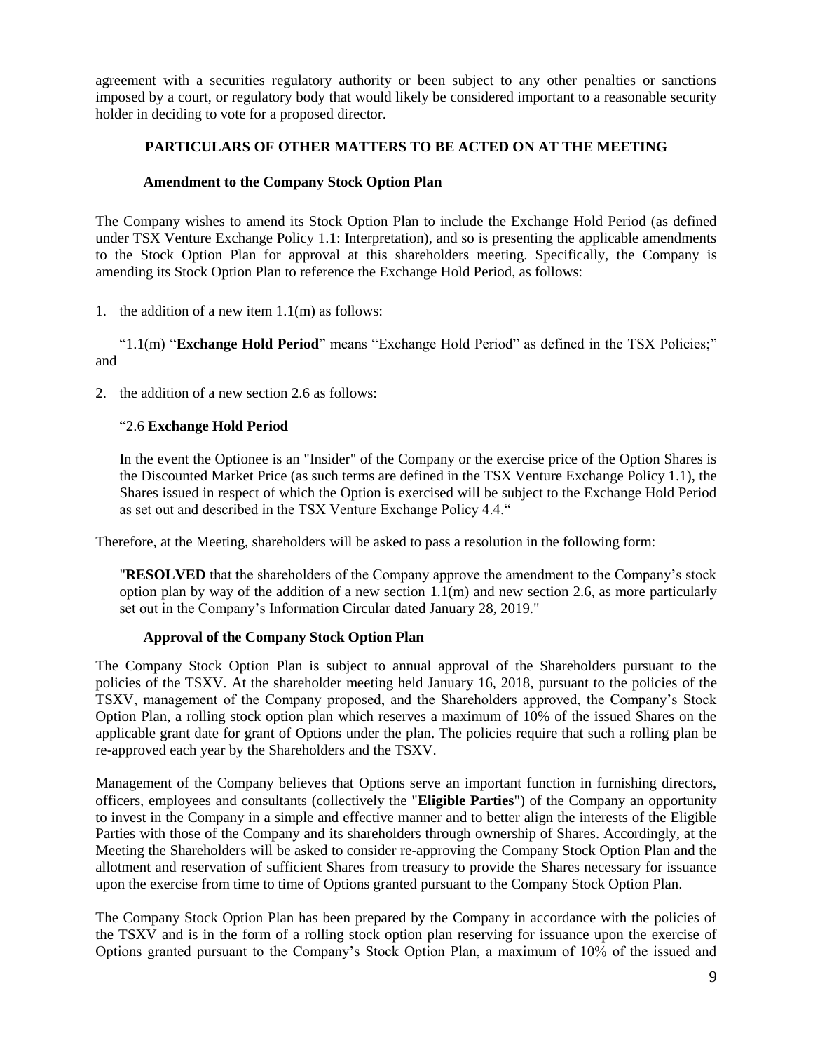agreement with a securities regulatory authority or been subject to any other penalties or sanctions imposed by a court, or regulatory body that would likely be considered important to a reasonable security holder in deciding to vote for a proposed director.

## PARTICULARS OF OTHER MATTERS TO BE ACTED ON AT THE MEETING

### Amendment to the Company Stock Option Plan

The Company wishes to amend its Stock Option Plan to include the Exchange Hold Period (as defined under TSX Venture Exchange Policy 1.1: Interpretation), and so is presenting the applicable amendments to the Stock Option Plan for approval at this shareholders meeting. Specifically, the Company is amending its Stock Option Plan to reference the Exchange Hold Period, as follows:

1. the addition of a new item 1.1(m) as follows:

"1.1(m) "**Exchange Hold Period**" means "Exchange Hold Period" as defined in the TSX Policies;" and

2. the addition of a new section 2.6 as follows:

"2.6 **Exchange Hold Period**

In the event the Optionee is an "Insider" of the Company or the exercise price of the Option Shares is the Discounted Market Price (as such terms are defined in the TSX Venture Exchange Policy 1.1), the Shares issued in respect of which the Option is exercised will be subject to the Exchange Hold Period as set out and described in the TSX Venture Exchange Policy 4.4."

Therefore, at the Meeting, shareholders will be asked to pass a resolution in the following form:

> "**RESOLVED** that the shareholders of the Company approve the amendment to the Company's stock option plan by way of the addition of a new section 1.1(m) and new section 2.6, as more particularly set out in the Company's Information Circular dated January 28, 2019."

### Approval of the Company Stock Option Plan

The Company Stock Option Plan is subject to annual approval of the Shareholders pursuant to the policies of the TSXV. At the shareholder meeting held January 16, 2018, pursuant to the policies of the TSXV, management of the Company proposed, and the Shareholders approved, the Company's Stock Option Plan, a rolling stock option plan which reserves a maximum of 10% of the issued Shares on the applicable grant date for grant of Options under the plan. The policies require that such a rolling plan be re-approved each year by the Shareholders and the TSXV.

Management of the Company believes that Options serve an important function in furnishing directors, officers, employees and consultants (collectively the "**Eligible Parties**") of the Company an opportunity to invest in the Company in a simple and effective manner and to better align the interests of the Eligible Parties with those of the Company and its shareholders through ownership of Shares. Accordingly, at the Meeting the Shareholders will be asked to consider re-approving the Company Stock Option Plan and the allotment and reservation of sufficient Shares from treasury to provide the Shares necessary for issuance upon the exercise from time to time of Options granted pursuant to the Company Stock Option Plan.

The Company Stock Option Plan has been prepared by the Company in accordance with the policies of the TSXV and is in the form of a rolling stock option plan reserving for issuance upon the exercise of Options granted pursuant to the Company's Stock Option Plan, a maximum of 10% of the issued and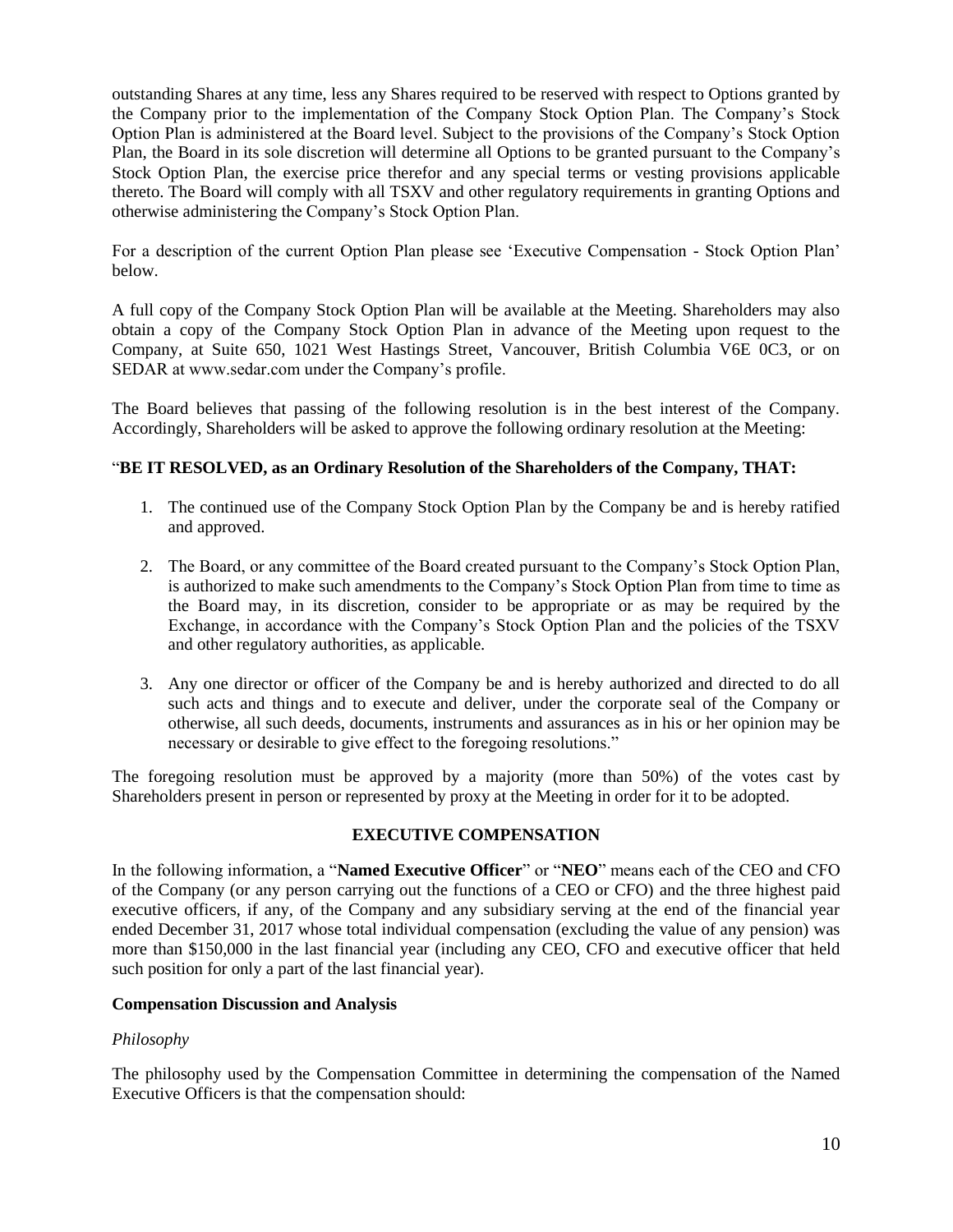outstanding Shares at any time, less any Shares required to be reserved with respect to Options granted by the Company prior to the implementation of the Company Stock Option Plan. The Company's Stock Option Plan is administered at the Board level. Subject to the provisions of the Company's Stock Option Plan, the Board in its sole discretion will determine all Options to be granted pursuant to the Company's Stock Option Plan, the exercise price therefor and any special terms or vesting provisions applicable thereto. The Board will comply with all TSXV and other regulatory requirements in granting Options and otherwise administering the Company's Stock Option Plan.

For a description of the current Option Plan please see 'Executive Compensation - Stock Option Plan' below.

A full copy of the Company Stock Option Plan will be available at the Meeting. Shareholders may also obtain a copy of the Company Stock Option Plan in advance of the Meeting upon request to the Company, at Suite 650, 1021 West Hastings Street, Vancouver, British Columbia V6E 0C3, or on SEDAR at www.sedar.com under the Company's profile.

The Board believes that passing of the following resolution is in the best interest of the Company. Accordingly, Shareholders will be asked to approve the following ordinary resolution at the Meeting:

"**BE IT RESOLVED, as an Ordinary Resolution of the Shareholders of the Company, THAT:**

1. The continued use of the Company Stock Option Plan by the Company be and is hereby ratified and approved.

2. The Board, or any committee of the Board created pursuant to the Company's Stock Option Plan, is authorized to make such amendments to the Company's Stock Option Plan from time to time as the Board may, in its discretion, consider to be appropriate or as may be required by the Exchange, in accordance with the Company's Stock Option Plan and the policies of the TSXV and other regulatory authorities, as applicable.

3. Any one director or officer of the Company be and is hereby authorized and directed to do all such acts and things and to execute and deliver, under the corporate seal of the Company or otherwise, all such deeds, documents, instruments and assurances as in his or her opinion may be necessary or desirable to give effect to the foregoing resolutions."

The foregoing resolution must be approved by a majority (more than 50%) of the votes cast by Shareholders present in person or represented by proxy at the Meeting in order for it to be adopted.

## EXECUTIVE COMPENSATION

In the following information, a "**Named Executive Officer**" or "**NEO**" means each of the CEO and CFO of the Company (or any person carrying out the functions of a CEO or CFO) and the three highest paid executive officers, if any, of the Company and any subsidiary serving at the end of the financial year ended December 31, 2017 whose total individual compensation (excluding the value of any pension) was more than $150,000 in the last financial year (including any CEO, CFO and executive officer that held such position for only a part of the last financial year).

### Compensation Discussion and Analysis

*Philosophy*

The philosophy used by the Compensation Committee in determining the compensation of the Named Executive Officers is that the compensation should: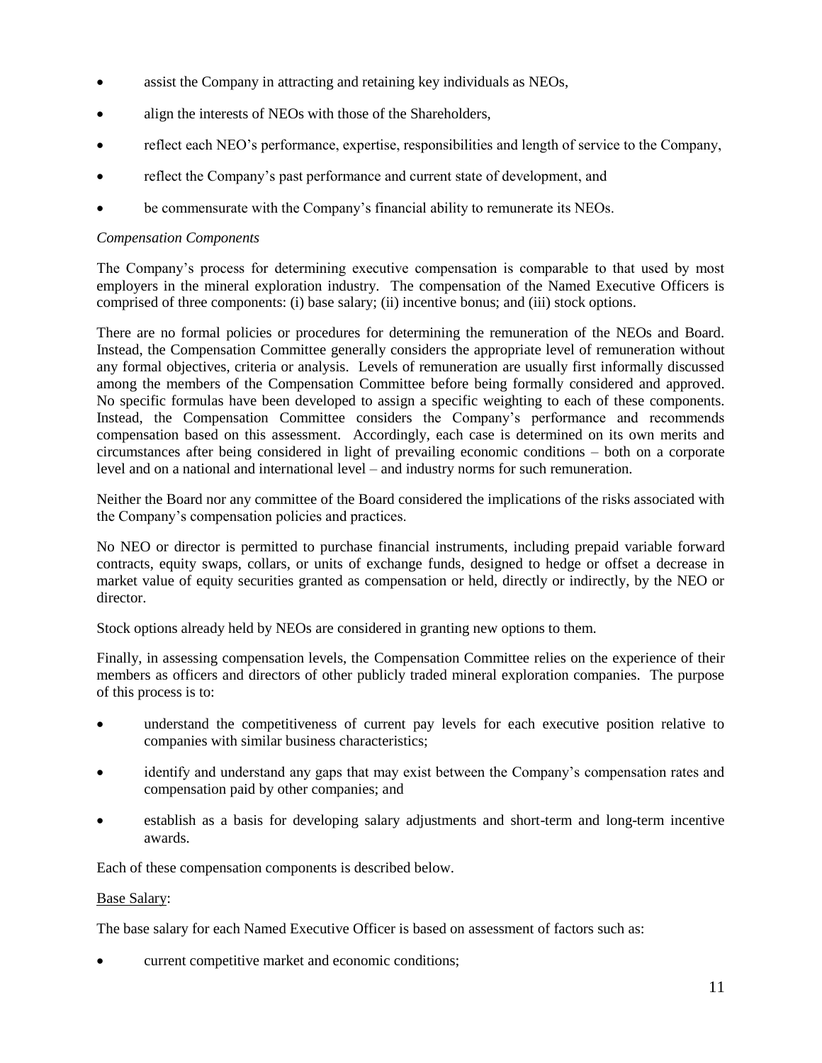- assist the Company in attracting and retaining key individuals as NEOs,
- align the interests of NEOs with those of the Shareholders,
- reflect each NEO's performance, expertise, responsibilities and length of service to the Company,
- reflect the Company's past performance and current state of development, and
- be commensurate with the Company's financial ability to remunerate its NEOs.

*Compensation Components*

The Company's process for determining executive compensation is comparable to that used by most employers in the mineral exploration industry. The compensation of the Named Executive Officers is comprised of three components: (i) base salary; (ii) incentive bonus; and (iii) stock options.

There are no formal policies or procedures for determining the remuneration of the NEOs and Board. Instead, the Compensation Committee generally considers the appropriate level of remuneration without any formal objectives, criteria or analysis. Levels of remuneration are usually first informally discussed among the members of the Compensation Committee before being formally considered and approved. No specific formulas have been developed to assign a specific weighting to each of these components. Instead, the Compensation Committee considers the Company's performance and recommends compensation based on this assessment. Accordingly, each case is determined on its own merits and circumstances after being considered in light of prevailing economic conditions – both on a corporate level and on a national and international level – and industry norms for such remuneration.

Neither the Board nor any committee of the Board considered the implications of the risks associated with the Company's compensation policies and practices.

No NEO or director is permitted to purchase financial instruments, including prepaid variable forward contracts, equity swaps, collars, or units of exchange funds, designed to hedge or offset a decrease in market value of equity securities granted as compensation or held, directly or indirectly, by the NEO or director.

Stock options already held by NEOs are considered in granting new options to them.

Finally, in assessing compensation levels, the Compensation Committee relies on the experience of their members as officers and directors of other publicly traded mineral exploration companies. The purpose of this process is to:

- understand the competitiveness of current pay levels for each executive position relative to companies with similar business characteristics;
- identify and understand any gaps that may exist between the Company's compensation rates and compensation paid by other companies; and
- establish as a basis for developing salary adjustments and short-term and long-term incentive awards.

Each of these compensation components is described below.

<u>Base Salary</u>:

The base salary for each Named Executive Officer is based on assessment of factors such as:

- current competitive market and economic conditions;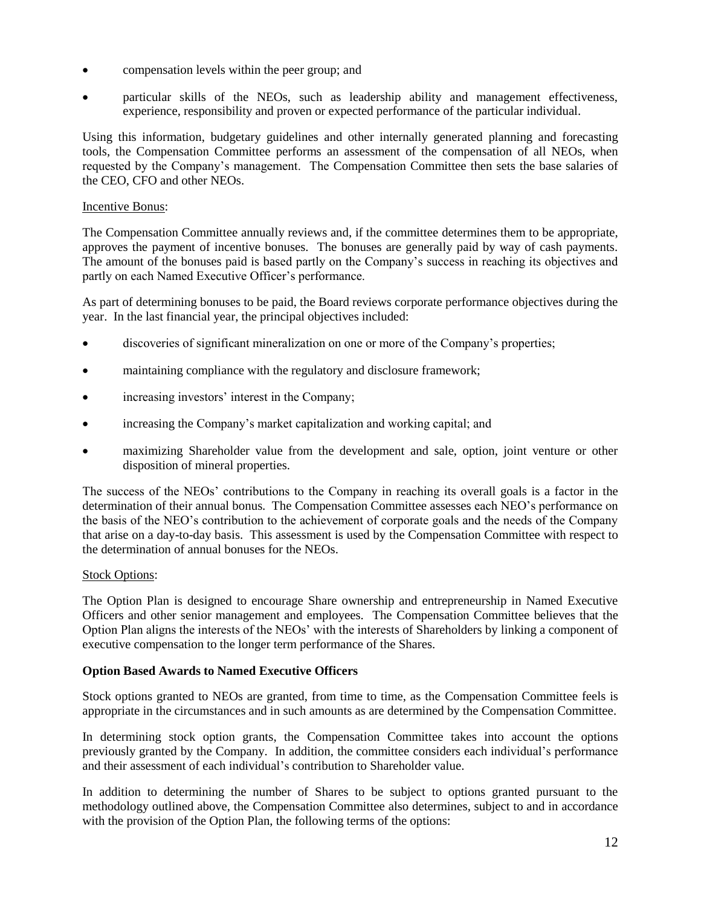- compensation levels within the peer group; and
- particular skills of the NEOs, such as leadership ability and management effectiveness, experience, responsibility and proven or expected performance of the particular individual.

Using this information, budgetary guidelines and other internally generated planning and forecasting tools, the Compensation Committee performs an assessment of the compensation of all NEOs, when requested by the Company's management. The Compensation Committee then sets the base salaries of the CEO, CFO and other NEOs.

Incentive Bonus:

The Compensation Committee annually reviews and, if the committee determines them to be appropriate, approves the payment of incentive bonuses. The bonuses are generally paid by way of cash payments. The amount of the bonuses paid is based partly on the Company's success in reaching its objectives and partly on each Named Executive Officer's performance.

As part of determining bonuses to be paid, the Board reviews corporate performance objectives during the year. In the last financial year, the principal objectives included:

- discoveries of significant mineralization on one or more of the Company's properties;
- maintaining compliance with the regulatory and disclosure framework;
- increasing investors' interest in the Company;
- increasing the Company's market capitalization and working capital; and
- maximizing Shareholder value from the development and sale, option, joint venture or other disposition of mineral properties.

The success of the NEOs' contributions to the Company in reaching its overall goals is a factor in the determination of their annual bonus. The Compensation Committee assesses each NEO's performance on the basis of the NEO's contribution to the achievement of corporate goals and the needs of the Company that arise on a day-to-day basis. This assessment is used by the Compensation Committee with respect to the determination of annual bonuses for the NEOs.

Stock Options:

The Option Plan is designed to encourage Share ownership and entrepreneurship in Named Executive Officers and other senior management and employees. The Compensation Committee believes that the Option Plan aligns the interests of the NEOs' with the interests of Shareholders by linking a component of executive compensation to the longer term performance of the Shares.

**Option Based Awards to Named Executive Officers**

Stock options granted to NEOs are granted, from time to time, as the Compensation Committee feels is appropriate in the circumstances and in such amounts as are determined by the Compensation Committee.

In determining stock option grants, the Compensation Committee takes into account the options previously granted by the Company. In addition, the committee considers each individual's performance and their assessment of each individual's contribution to Shareholder value.

In addition to determining the number of Shares to be subject to options granted pursuant to the methodology outlined above, the Compensation Committee also determines, subject to and in accordance with the provision of the Option Plan, the following terms of the options: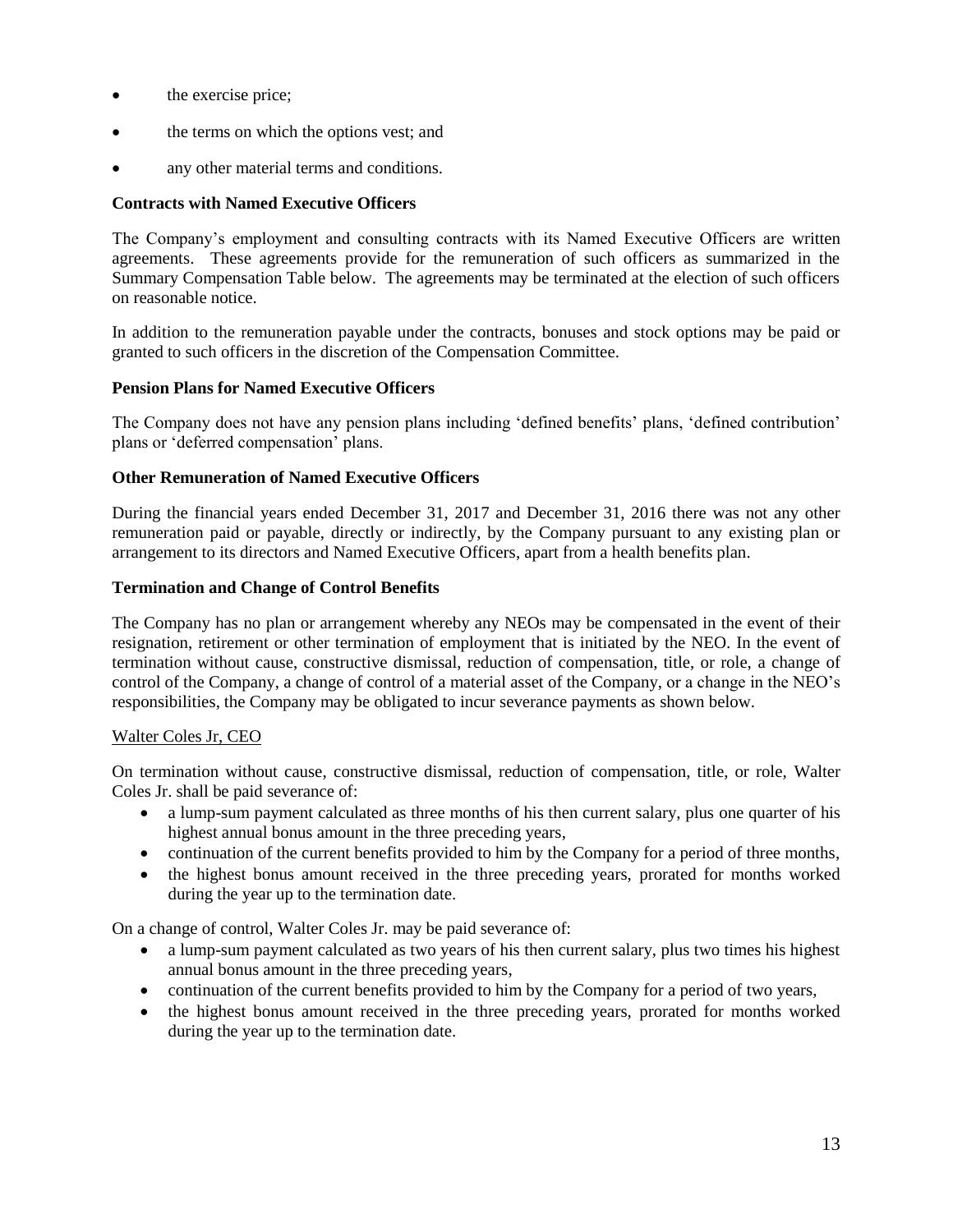- the exercise price;
- the terms on which the options vest; and
- any other material terms and conditions.

**Contracts with Named Executive Officers**

The Company's employment and consulting contracts with its Named Executive Officers are written agreements. These agreements provide for the remuneration of such officers as summarized in the Summary Compensation Table below. The agreements may be terminated at the election of such officers on reasonable notice.

In addition to the remuneration payable under the contracts, bonuses and stock options may be paid or granted to such officers in the discretion of the Compensation Committee.

**Pension Plans for Named Executive Officers**

The Company does not have any pension plans including 'defined benefits' plans, 'defined contribution' plans or 'deferred compensation' plans.

**Other Remuneration of Named Executive Officers**

During the financial years ended December 31, 2017 and December 31, 2016 there was not any other remuneration paid or payable, directly or indirectly, by the Company pursuant to any existing plan or arrangement to its directors and Named Executive Officers, apart from a health benefits plan.

**Termination and Change of Control Benefits**

The Company has no plan or arrangement whereby any NEOs may be compensated in the event of their resignation, retirement or other termination of employment that is initiated by the NEO. In the event of termination without cause, constructive dismissal, reduction of compensation, title, or role, a change of control of the Company, a change of control of a material asset of the Company, or a change in the NEO's responsibilities, the Company may be obligated to incur severance payments as shown below.

Walter Coles Jr, CEO

On termination without cause, constructive dismissal, reduction of compensation, title, or role, Walter Coles Jr. shall be paid severance of:

- a lump-sum payment calculated as three months of his then current salary, plus one quarter of his highest annual bonus amount in the three preceding years,
- continuation of the current benefits provided to him by the Company for a period of three months,
- the highest bonus amount received in the three preceding years, prorated for months worked during the year up to the termination date.

On a change of control, Walter Coles Jr. may be paid severance of:

- a lump-sum payment calculated as two years of his then current salary, plus two times his highest annual bonus amount in the three preceding years,
- continuation of the current benefits provided to him by the Company for a period of two years,
- the highest bonus amount received in the three preceding years, prorated for months worked during the year up to the termination date.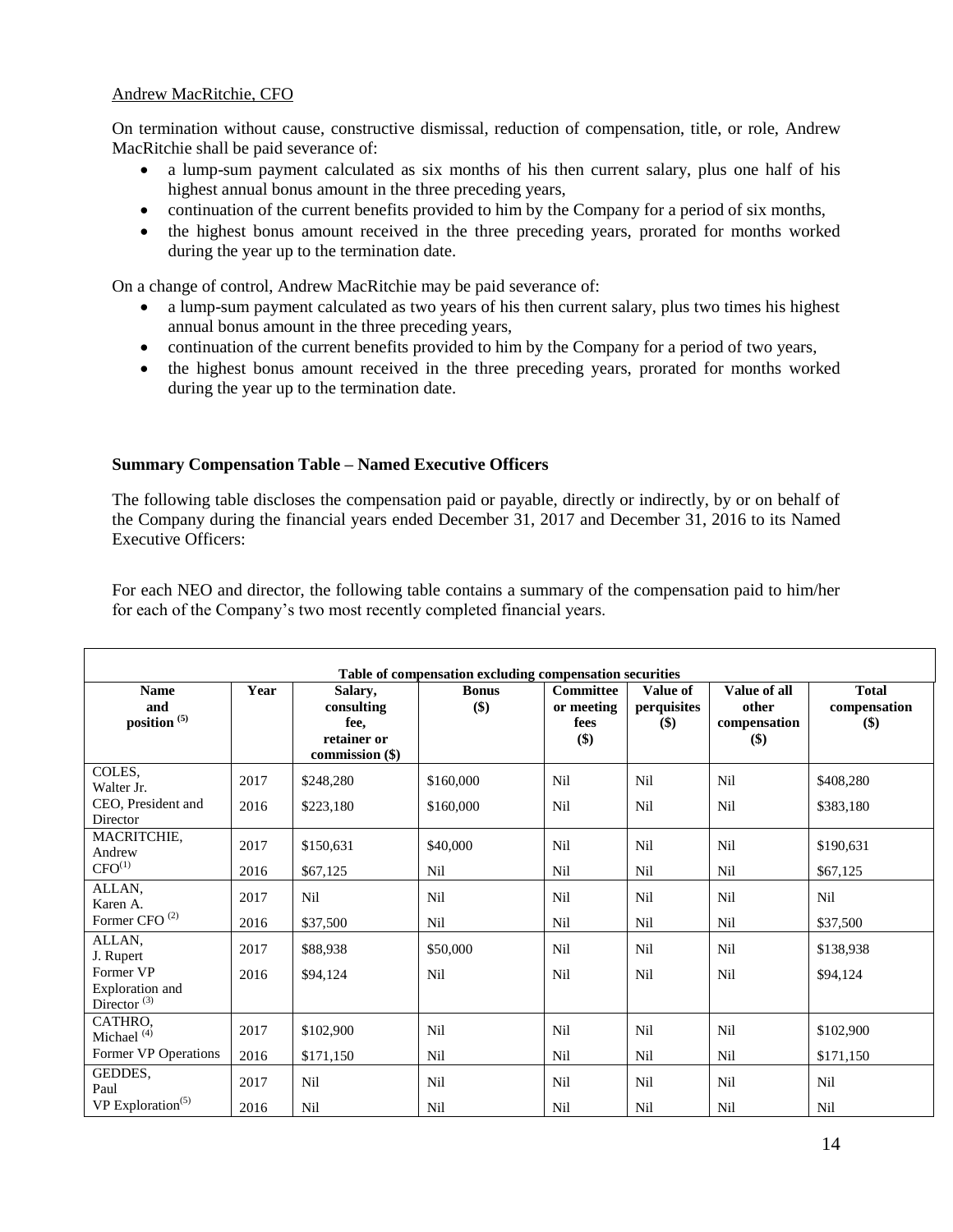Andrew MacRitchie, CFO

On termination without cause, constructive dismissal, reduction of compensation, title, or role, Andrew MacRitchie shall be paid severance of:

- a lump-sum payment calculated as six months of his then current salary, plus one half of his highest annual bonus amount in the three preceding years,
- continuation of the current benefits provided to him by the Company for a period of six months,
- the highest bonus amount received in the three preceding years, prorated for months worked during the year up to the termination date.

On a change of control, Andrew MacRitchie may be paid severance of:

- a lump-sum payment calculated as two years of his then current salary, plus two times his highest annual bonus amount in the three preceding years,
- continuation of the current benefits provided to him by the Company for a period of two years,
- the highest bonus amount received in the three preceding years, prorated for months worked during the year up to the termination date.

**Summary Compensation Table – Named Executive Officers**

The following table discloses the compensation paid or payable, directly or indirectly, by or on behalf of the Company during the financial years ended December 31, 2017 and December 31, 2016 to its Named Executive Officers:

For each NEO and director, the following table contains a summary of the compensation paid to him/her for each of the Company's two most recently completed financial years.

| Table of compensation excluding compensation securities | | | | | | | |
|---|---|---|---|---|---|---|---|
| **Name and position [5]** | **Year** | **Salary, consulting fee, retainer or commission ($)** | **Bonus ($)** | **Committee or meeting fees ($)** | **Value of perquisites ($)** | **Value of all other compensation ($)** | **Total compensation ($)** |
| COLES, Walter Jr. CEO, President and Director | 2017 | $248,280 | $160,000 | Nil | Nil | Nil | $408,280 |
| | 2016 | $223,180 | $160,000 | Nil | Nil | Nil | $383,180 |
| MACRITCHIE, Andrew CFO[1] | 2017 | $150,631 | $40,000 | Nil | Nil | Nil | $190,631 |
| | 2016 | $67,125 | Nil | Nil | Nil | Nil | $67,125 |
| ALLAN, Karen A. Former CFO [2] | 2017 | Nil | Nil | Nil | Nil | Nil | Nil |
| | 2016 | $37,500 | Nil | Nil | Nil | Nil | $37,500 |
| ALLAN, J. Rupert Former VP Exploration and Director [3] | 2017 | $88,938 | $50,000 | Nil | Nil | Nil | $138,938 |
| | 2016 | $94,124 | Nil | Nil | Nil | Nil | $94,124 |
| CATHRO, Michael [4] Former VP Operations | 2017 | $102,900 | Nil | Nil | Nil | Nil | $102,900 |
| | 2016 | $171,150 | Nil | Nil | Nil | Nil | $171,150 |
| GEDDES, Paul VP Exploration[5] | 2017 | Nil | Nil | Nil | Nil | Nil | Nil |
| | 2016 | Nil | Nil | Nil | Nil | Nil | Nil |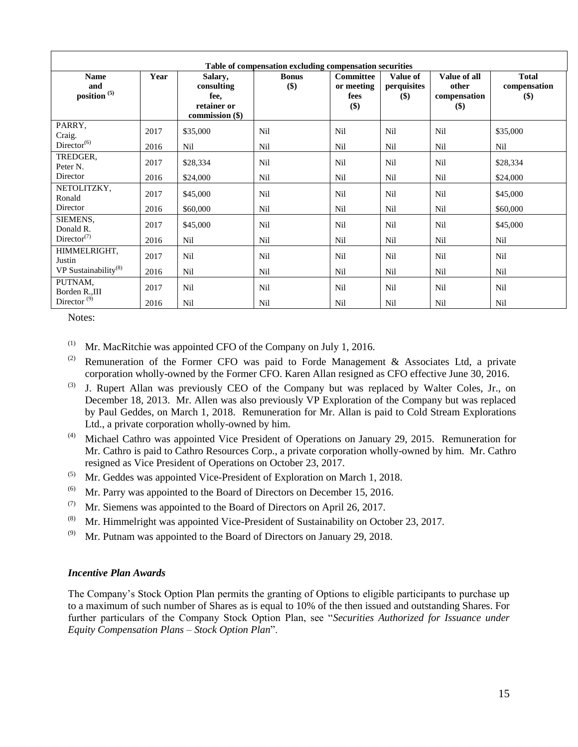| Table of compensation excluding compensation securities | | | | | | | |
|---|---|---|---|---|---|---|---|
| **Name and position [(5)]** | **Year** | **Salary, consulting fee, retainer or commission ($)** | **Bonus ($)** | **Committee or meeting fees ($)** | **Value of perquisites ($)** | **Value of all other compensation ($)** | **Total compensation ($)** |
| PARRY, Craig. Director[(6)] | 2017 | $35,000 | Nil | Nil | Nil | Nil | $35,000 |
| | 2016 | Nil | Nil | Nil | Nil | Nil | Nil |
| TREDGER, Peter N. Director | 2017 | $28,334 | Nil | Nil | Nil | Nil | $28,334 |
| | 2016 | $24,000 | Nil | Nil | Nil | Nil | $24,000 |
| NETOLITZKY, Ronald Director | 2017 | $45,000 | Nil | Nil | Nil | Nil | $45,000 |
| | 2016 | $60,000 | Nil | Nil | Nil | Nil | $60,000 |
| SIEMENS, Donald R. Director[(7)] | 2017 | $45,000 | Nil | Nil | Nil | Nil | $45,000 |
| | 2016 | Nil | Nil | Nil | Nil | Nil | Nil |
| HIMMELRIGHT, Justin VP Sustainability[(8)] | 2017 | Nil | Nil | Nil | Nil | Nil | Nil |
| | 2016 | Nil | Nil | Nil | Nil | Nil | Nil |
| PUTNAM, Borden R.,III Director [(9)] | 2017 | Nil | Nil | Nil | Nil | Nil | Nil |
| | 2016 | Nil | Nil | Nil | Nil | Nil | Nil |

Notes:

(1) Mr. MacRitchie was appointed CFO of the Company on July 1, 2016.

(2) Remuneration of the Former CFO was paid to Forde Management & Associates Ltd, a private corporation wholly-owned by the Former CFO. Karen Allan resigned as CFO effective June 30, 2016.

(3) J. Rupert Allan was previously CEO of the Company but was replaced by Walter Coles, Jr., on December 18, 2013. Mr. Allen was also previously VP Exploration of the Company but was replaced by Paul Geddes, on March 1, 2018. Remuneration for Mr. Allan is paid to Cold Stream Explorations Ltd., a private corporation wholly-owned by him.

(4) Michael Cathro was appointed Vice President of Operations on January 29, 2015. Remuneration for Mr. Cathro is paid to Cathro Resources Corp., a private corporation wholly-owned by him. Mr. Cathro resigned as Vice President of Operations on October 23, 2017.

(5) Mr. Geddes was appointed Vice-President of Exploration on March 1, 2018.

(6) Mr. Parry was appointed to the Board of Directors on December 15, 2016.

(7) Mr. Siemens was appointed to the Board of Directors on April 26, 2017.

(8) Mr. Himmelright was appointed Vice-President of Sustainability on October 23, 2017.

(9) Mr. Putnam was appointed to the Board of Directors on January 29, 2018.

### *Incentive Plan Awards*

The Company's Stock Option Plan permits the granting of Options to eligible participants to purchase up to a maximum of such number of Shares as is equal to 10% of the then issued and outstanding Shares. For further particulars of the Company Stock Option Plan, see "*Securities Authorized for Issuance under Equity Compensation Plans – Stock Option Plan*".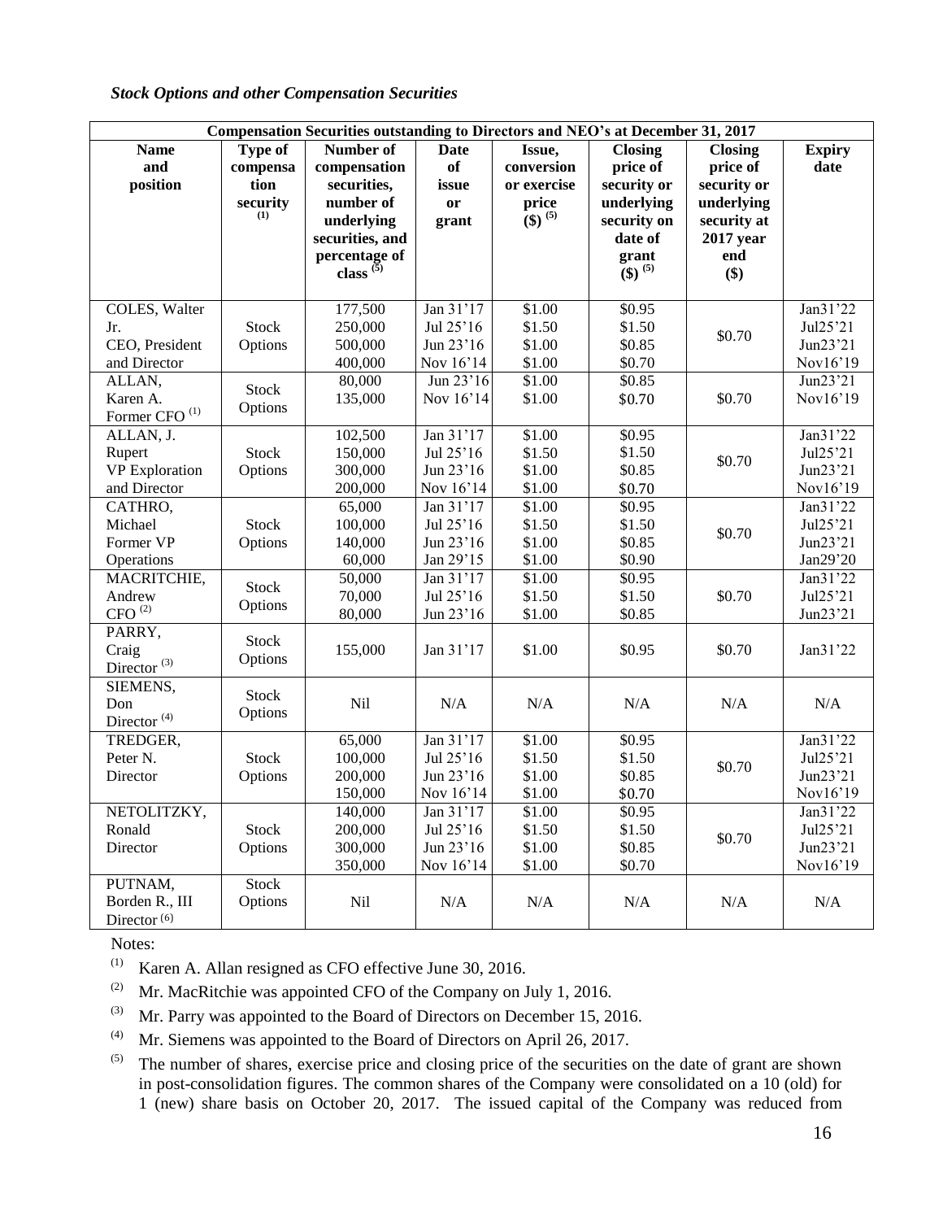***Stock Options and other Compensation Securities***

| Compensation Securities outstanding to Directors and NEO's at December 31, 2017 | | | | | | | |
|---|---|---|---|---|---|---|---|
| **Name and position** | **Type of compensation security [(1)]** | **Number of compensation securities, number of underlying securities, and percentage of class [(5)]** | **Date of issue or grant** | **Issue, conversion or exercise price ($) [(5)]** | **Closing price of security or underlying security on date of grant ($) [(5)]** | **Closing price of security or underlying security at 2017 year end ($)** | **Expiry date** |
| COLES, Walter Jr. CEO, President and Director | Stock Options | 177,500<br>250,000<br>500,000<br>400,000 | Jan 31'17<br>Jul 25'16<br>Jun 23'16<br>Nov 16'14 | $1.00<br>$1.50<br>$1.00<br>$1.00 | $0.95<br>$1.50<br>$0.85<br>$0.70 | $0.70 | Jan31'22<br>Jul25'21<br>Jun23'21<br>Nov16'19 |
| ALLAN, Karen A. Former CFO [(1)] | Stock Options | 80,000<br>135,000 | Jun 23'16<br>Nov 16'14 | $1.00<br>$1.00 | $0.85<br>$0.70 | $0.70 | Jun23'21<br>Nov16'19 |
| ALLAN, J. Rupert VP Exploration and Director | Stock Options | 102,500<br>150,000<br>300,000<br>200,000 | Jan 31'17<br>Jul 25'16<br>Jun 23'16<br>Nov 16'14 | $1.00<br>$1.50<br>$1.00<br>$1.00 | $0.95<br>$1.50<br>$0.85<br>$0.70 | $0.70 | Jan31'22<br>Jul25'21<br>Jun23'21<br>Nov16'19 |
| CATHRO, Michael Former VP Operations | Stock Options | 65,000<br>100,000<br>140,000<br>60,000 | Jan 31'17<br>Jul 25'16<br>Jun 23'16<br>Jan 29'15 | $1.00<br>$1.50<br>$1.00<br>$1.00 | $0.95<br>$1.50<br>$0.85<br>$0.90 | $0.70 | Jan31'22<br>Jul25'21<br>Jun23'21<br>Jan29'20 |
| MACRITCHIE, Andrew CFO [(2)] | Stock Options | 50,000<br>70,000<br>80,000 | Jan 31'17<br>Jul 25'16<br>Jun 23'16 | $1.00<br>$1.50<br>$1.00 | $0.95<br>$1.50<br>$0.85 | $0.70 | Jan31'22<br>Jul25'21<br>Jun23'21 |
| PARRY, Craig Director [(3)] | Stock Options | 155,000 | Jan 31'17 | $1.00 | $0.95 | $0.70 | Jan31'22 |
| SIEMENS, Don Director [(4)] | Stock Options | Nil | N/A | N/A | N/A | N/A | N/A |
| TREDGER, Peter N. Director | Stock Options | 65,000<br>100,000<br>200,000<br>150,000 | Jan 31'17<br>Jul 25'16<br>Jun 23'16<br>Nov 16'14 | $1.00<br>$1.50<br>$1.00<br>$1.00 | $0.95<br>$1.50<br>$0.85<br>$0.70 | $0.70 | Jan31'22<br>Jul25'21<br>Jun23'21<br>Nov16'19 |
| NETOLITZKY, Ronald Director | Stock Options | 140,000<br>200,000<br>300,000<br>350,000 | Jan 31'17<br>Jul 25'16<br>Jun 23'16<br>Nov 16'14 | $1.00<br>$1.50<br>$1.00<br>$1.00 | $0.95<br>$1.50<br>$0.85<br>$0.70 | $0.70 | Jan31'22<br>Jul25'21<br>Jun23'21<br>Nov16'19 |
| PUTNAM, Borden R., III Director [(6)] | Stock Options | Nil | N/A | N/A | N/A | N/A | N/A |

Notes:

(1) Karen A. Allan resigned as CFO effective June 30, 2016.

(2) Mr. MacRitchie was appointed CFO of the Company on July 1, 2016.

(3) Mr. Parry was appointed to the Board of Directors on December 15, 2016.

(4) Mr. Siemens was appointed to the Board of Directors on April 26, 2017.

(5) The number of shares, exercise price and closing price of the securities on the date of grant are shown in post-consolidation figures. The common shares of the Company were consolidated on a 10 (old) for 1 (new) share basis on October 20, 2017. The issued capital of the Company was reduced from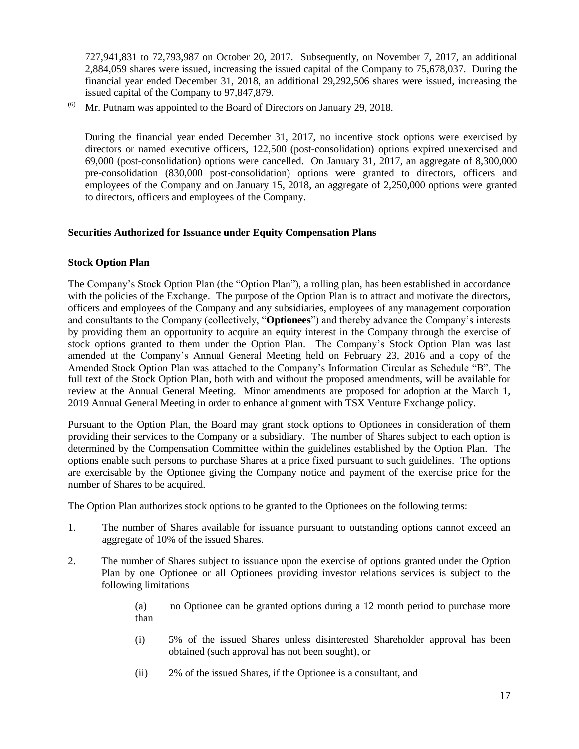727,941,831 to 72,793,987 on October 20, 2017. Subsequently, on November 7, 2017, an additional 2,884,059 shares were issued, increasing the issued capital of the Company to 75,678,037. During the financial year ended December 31, 2018, an additional 29,292,506 shares were issued, increasing the issued capital of the Company to 97,847,879.

(6) Mr. Putnam was appointed to the Board of Directors on January 29, 2018.

During the financial year ended December 31, 2017, no incentive stock options were exercised by directors or named executive officers, 122,500 (post-consolidation) options expired unexercised and 69,000 (post-consolidation) options were cancelled. On January 31, 2017, an aggregate of 8,300,000 pre-consolidation (830,000 post-consolidation) options were granted to directors, officers and employees of the Company and on January 15, 2018, an aggregate of 2,250,000 options were granted to directors, officers and employees of the Company.

## Securities Authorized for Issuance under Equity Compensation Plans

### Stock Option Plan

The Company's Stock Option Plan (the "Option Plan"), a rolling plan, has been established in accordance with the policies of the Exchange. The purpose of the Option Plan is to attract and motivate the directors, officers and employees of the Company and any subsidiaries, employees of any management corporation and consultants to the Company (collectively, "**Optionees**") and thereby advance the Company's interests by providing them an opportunity to acquire an equity interest in the Company through the exercise of stock options granted to them under the Option Plan. The Company's Stock Option Plan was last amended at the Company's Annual General Meeting held on February 23, 2016 and a copy of the Amended Stock Option Plan was attached to the Company's Information Circular as Schedule "B". The full text of the Stock Option Plan, both with and without the proposed amendments, will be available for review at the Annual General Meeting. Minor amendments are proposed for adoption at the March 1, 2019 Annual General Meeting in order to enhance alignment with TSX Venture Exchange policy.

Pursuant to the Option Plan, the Board may grant stock options to Optionees in consideration of them providing their services to the Company or a subsidiary. The number of Shares subject to each option is determined by the Compensation Committee within the guidelines established by the Option Plan. The options enable such persons to purchase Shares at a price fixed pursuant to such guidelines. The options are exercisable by the Optionee giving the Company notice and payment of the exercise price for the number of Shares to be acquired.

The Option Plan authorizes stock options to be granted to the Optionees on the following terms:

1. The number of Shares available for issuance pursuant to outstanding options cannot exceed an aggregate of 10% of the issued Shares.

2. The number of Shares subject to issuance upon the exercise of options granted under the Option Plan by one Optionee or all Optionees providing investor relations services is subject to the following limitations

   (a) no Optionee can be granted options during a 12 month period to purchase more than

   (i) 5% of the issued Shares unless disinterested Shareholder approval has been obtained (such approval has not been sought), or

   (ii) 2% of the issued Shares, if the Optionee is a consultant, and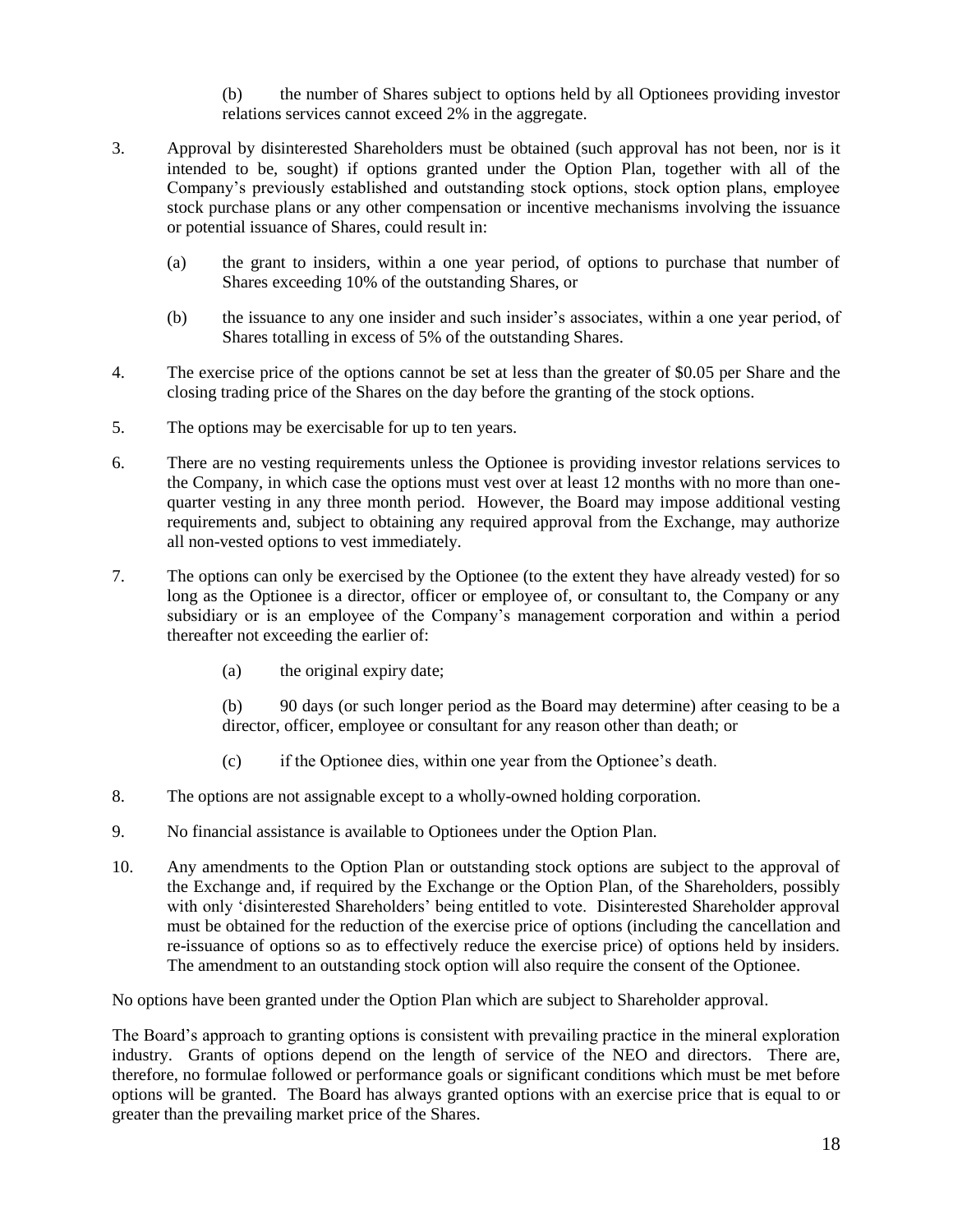(b) the number of Shares subject to options held by all Optionees providing investor relations services cannot exceed 2% in the aggregate.

3. Approval by disinterested Shareholders must be obtained (such approval has not been, nor is it intended to be, sought) if options granted under the Option Plan, together with all of the Company's previously established and outstanding stock options, stock option plans, employee stock purchase plans or any other compensation or incentive mechanisms involving the issuance or potential issuance of Shares, could result in:

   (a) the grant to insiders, within a one year period, of options to purchase that number of Shares exceeding 10% of the outstanding Shares, or

   (b) the issuance to any one insider and such insider's associates, within a one year period, of Shares totalling in excess of 5% of the outstanding Shares.

4. The exercise price of the options cannot be set at less than the greater of $0.05 per Share and the closing trading price of the Shares on the day before the granting of the stock options.

5. The options may be exercisable for up to ten years.

6. There are no vesting requirements unless the Optionee is providing investor relations services to the Company, in which case the options must vest over at least 12 months with no more than one-quarter vesting in any three month period. However, the Board may impose additional vesting requirements and, subject to obtaining any required approval from the Exchange, may authorize all non-vested options to vest immediately.

7. The options can only be exercised by the Optionee (to the extent they have already vested) for so long as the Optionee is a director, officer or employee of, or consultant to, the Company or any subsidiary or is an employee of the Company's management corporation and within a period thereafter not exceeding the earlier of:

   (a) the original expiry date;

   (b) 90 days (or such longer period as the Board may determine) after ceasing to be a director, officer, employee or consultant for any reason other than death; or

   (c) if the Optionee dies, within one year from the Optionee's death.

8. The options are not assignable except to a wholly-owned holding corporation.

9. No financial assistance is available to Optionees under the Option Plan.

10. Any amendments to the Option Plan or outstanding stock options are subject to the approval of the Exchange and, if required by the Exchange or the Option Plan, of the Shareholders, possibly with only 'disinterested Shareholders' being entitled to vote. Disinterested Shareholder approval must be obtained for the reduction of the exercise price of options (including the cancellation and re-issuance of options so as to effectively reduce the exercise price) of options held by insiders. The amendment to an outstanding stock option will also require the consent of the Optionee.

No options have been granted under the Option Plan which are subject to Shareholder approval.

The Board's approach to granting options is consistent with prevailing practice in the mineral exploration industry. Grants of options depend on the length of service of the NEO and directors. There are, therefore, no formulae followed or performance goals or significant conditions which must be met before options will be granted. The Board has always granted options with an exercise price that is equal to or greater than the prevailing market price of the Shares.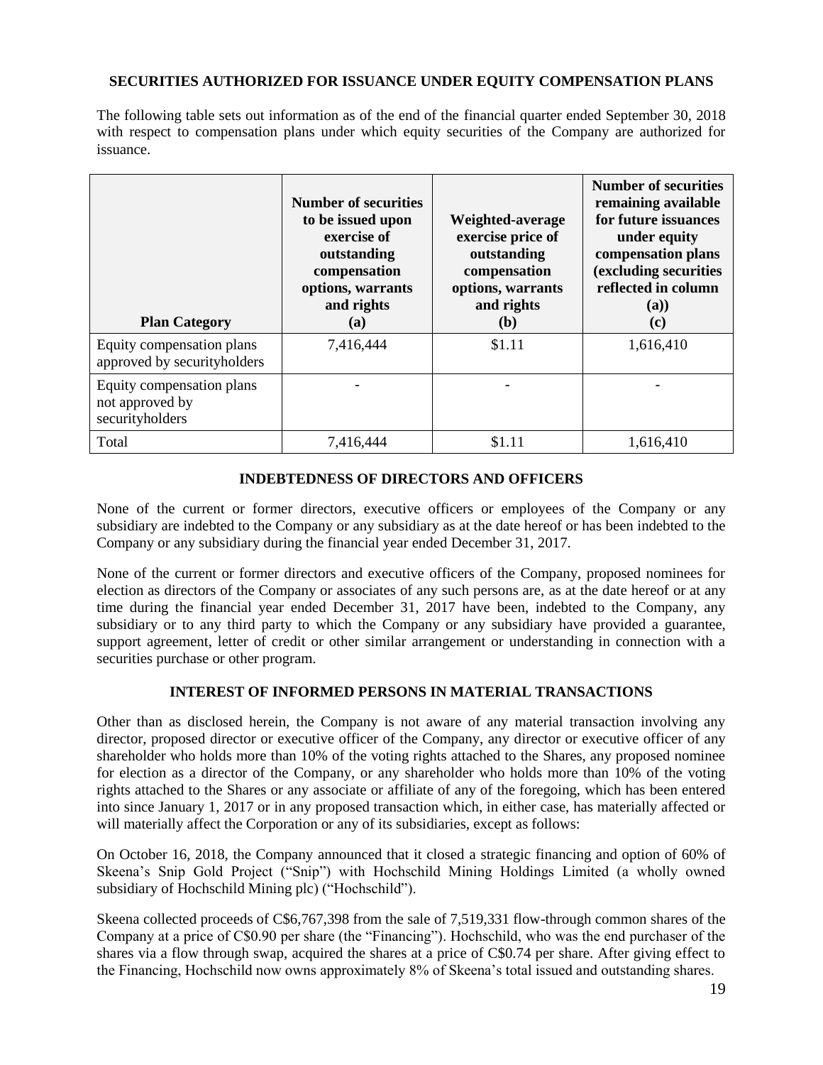## SECURITIES AUTHORIZED FOR ISSUANCE UNDER EQUITY COMPENSATION PLANS

The following table sets out information as of the end of the financial quarter ended September 30, 2018 with respect to compensation plans under which equity securities of the Company are authorized for issuance.

| Plan Category | Number of securities to be issued upon exercise of outstanding compensation options, warrants and rights (a) | Weighted-average exercise price of outstanding compensation options, warrants and rights (b) | Number of securities remaining available for future issuances under equity compensation plans (excluding securities reflected in column (a)) (c) |
|---|---|---|---|
| Equity compensation plans approved by securityholders | 7,416,444 | $1.11 | 1,616,410 |
| Equity compensation plans not approved by securityholders | - | - | - |
| Total | 7,416,444 | $1.11 | 1,616,410 |

## INDEBTEDNESS OF DIRECTORS AND OFFICERS

None of the current or former directors, executive officers or employees of the Company or any subsidiary are indebted to the Company or any subsidiary as at the date hereof or has been indebted to the Company or any subsidiary during the financial year ended December 31, 2017.

None of the current or former directors and executive officers of the Company, proposed nominees for election as directors of the Company or associates of any such persons are, as at the date hereof or at any time during the financial year ended December 31, 2017 have been, indebted to the Company, any subsidiary or to any third party to which the Company or any subsidiary have provided a guarantee, support agreement, letter of credit or other similar arrangement or understanding in connection with a securities purchase or other program.

## INTEREST OF INFORMED PERSONS IN MATERIAL TRANSACTIONS

Other than as disclosed herein, the Company is not aware of any material transaction involving any director, proposed director or executive officer of the Company, any director or executive officer of any shareholder who holds more than 10% of the voting rights attached to the Shares, any proposed nominee for election as a director of the Company, or any shareholder who holds more than 10% of the voting rights attached to the Shares or any associate or affiliate of any of the foregoing, which has been entered into since January 1, 2017 or in any proposed transaction which, in either case, has materially affected or will materially affect the Corporation or any of its subsidiaries, except as follows:

On October 16, 2018, the Company announced that it closed a strategic financing and option of 60% of Skeena's Snip Gold Project ("Snip") with Hochschild Mining Holdings Limited (a wholly owned subsidiary of Hochschild Mining plc) ("Hochschild").

Skeena collected proceeds of C$6,767,398 from the sale of 7,519,331 flow-through common shares of the Company at a price of C$0.90 per share (the "Financing"). Hochschild, who was the end purchaser of the shares via a flow through swap, acquired the shares at a price of C$0.74 per share. After giving effect to the Financing, Hochschild now owns approximately 8% of Skeena's total issued and outstanding shares.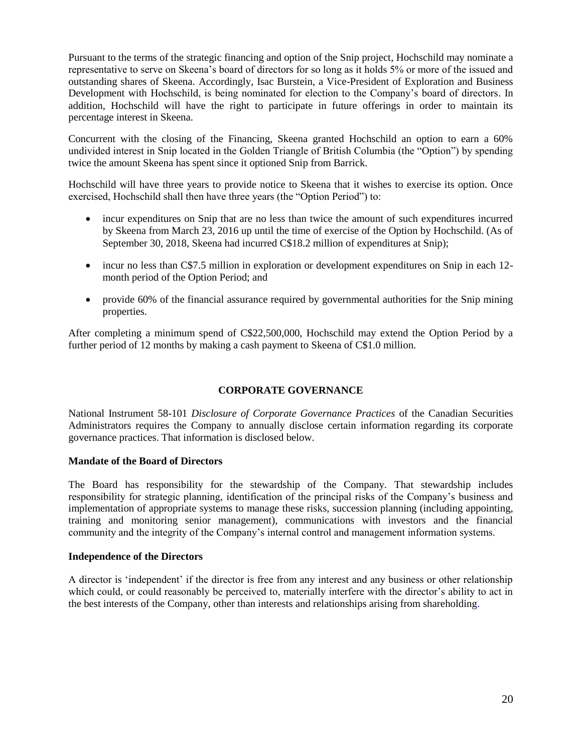Pursuant to the terms of the strategic financing and option of the Snip project, Hochschild may nominate a representative to serve on Skeena's board of directors for so long as it holds 5% or more of the issued and outstanding shares of Skeena. Accordingly, Isac Burstein, a Vice-President of Exploration and Business Development with Hochschild, is being nominated for election to the Company's board of directors. In addition, Hochschild will have the right to participate in future offerings in order to maintain its percentage interest in Skeena.

Concurrent with the closing of the Financing, Skeena granted Hochschild an option to earn a 60% undivided interest in Snip located in the Golden Triangle of British Columbia (the "Option") by spending twice the amount Skeena has spent since it optioned Snip from Barrick.

Hochschild will have three years to provide notice to Skeena that it wishes to exercise its option. Once exercised, Hochschild shall then have three years (the "Option Period") to:

- incur expenditures on Snip that are no less than twice the amount of such expenditures incurred by Skeena from March 23, 2016 up until the time of exercise of the Option by Hochschild. (As of September 30, 2018, Skeena had incurred C$18.2 million of expenditures at Snip);
- incur no less than C$7.5 million in exploration or development expenditures on Snip in each 12-month period of the Option Period; and
- provide 60% of the financial assurance required by governmental authorities for the Snip mining properties.

After completing a minimum spend of C$22,500,000, Hochschild may extend the Option Period by a further period of 12 months by making a cash payment to Skeena of C$1.0 million.

## CORPORATE GOVERNANCE

National Instrument 58-101 *Disclosure of Corporate Governance Practices* of the Canadian Securities Administrators requires the Company to annually disclose certain information regarding its corporate governance practices. That information is disclosed below.

### Mandate of the Board of Directors

The Board has responsibility for the stewardship of the Company. That stewardship includes responsibility for strategic planning, identification of the principal risks of the Company's business and implementation of appropriate systems to manage these risks, succession planning (including appointing, training and monitoring senior management), communications with investors and the financial community and the integrity of the Company's internal control and management information systems.

### Independence of the Directors

A director is 'independent' if the director is free from any interest and any business or other relationship which could, or could reasonably be perceived to, materially interfere with the director's ability to act in the best interests of the Company, other than interests and relationships arising from shareholding.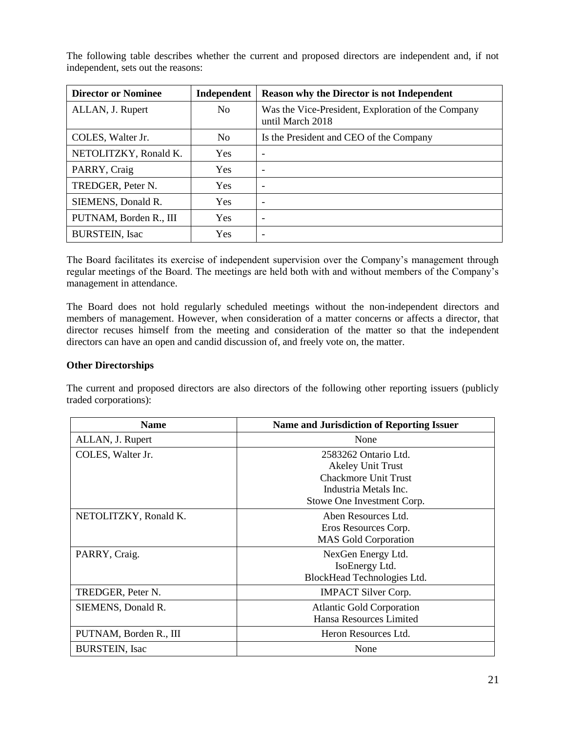The following table describes whether the current and proposed directors are independent and, if not independent, sets out the reasons:

| Director or Nominee | Independent | Reason why the Director is not Independent |
|---|---|---|
| ALLAN, J. Rupert | No | Was the Vice-President, Exploration of the Company until March 2018 |
| COLES, Walter Jr. | No | Is the President and CEO of the Company |
| NETOLITZKY, Ronald K. | Yes | - |
| PARRY, Craig | Yes | - |
| TREDGER, Peter N. | Yes | - |
| SIEMENS, Donald R. | Yes | - |
| PUTNAM, Borden R., III | Yes | - |
| BURSTEIN, Isac | Yes | - |

The Board facilitates its exercise of independent supervision over the Company's management through regular meetings of the Board. The meetings are held both with and without members of the Company's management in attendance.

The Board does not hold regularly scheduled meetings without the non-independent directors and members of management. However, when consideration of a matter concerns or affects a director, that director recuses himself from the meeting and consideration of the matter so that the independent directors can have an open and candid discussion of, and freely vote on, the matter.

**Other Directorships**

The current and proposed directors are also directors of the following other reporting issuers (publicly traded corporations):

| Name | Name and Jurisdiction of Reporting Issuer |
|---|---|
| ALLAN, J. Rupert | None |
| COLES, Walter Jr. | 2583262 Ontario Ltd.<br>Akeley Unit Trust<br>Chackmore Unit Trust<br>Industria Metals Inc.<br>Stowe One Investment Corp. |
| NETOLITZKY, Ronald K. | Aben Resources Ltd.<br>Eros Resources Corp.<br>MAS Gold Corporation |
| PARRY, Craig. | NexGen Energy Ltd.<br>IsoEnergy Ltd.<br>BlockHead Technologies Ltd. |
| TREDGER, Peter N. | IMPACT Silver Corp. |
| SIEMENS, Donald R. | Atlantic Gold Corporation<br>Hansa Resources Limited |
| PUTNAM, Borden R., III | Heron Resources Ltd. |
| BURSTEIN, Isac | None |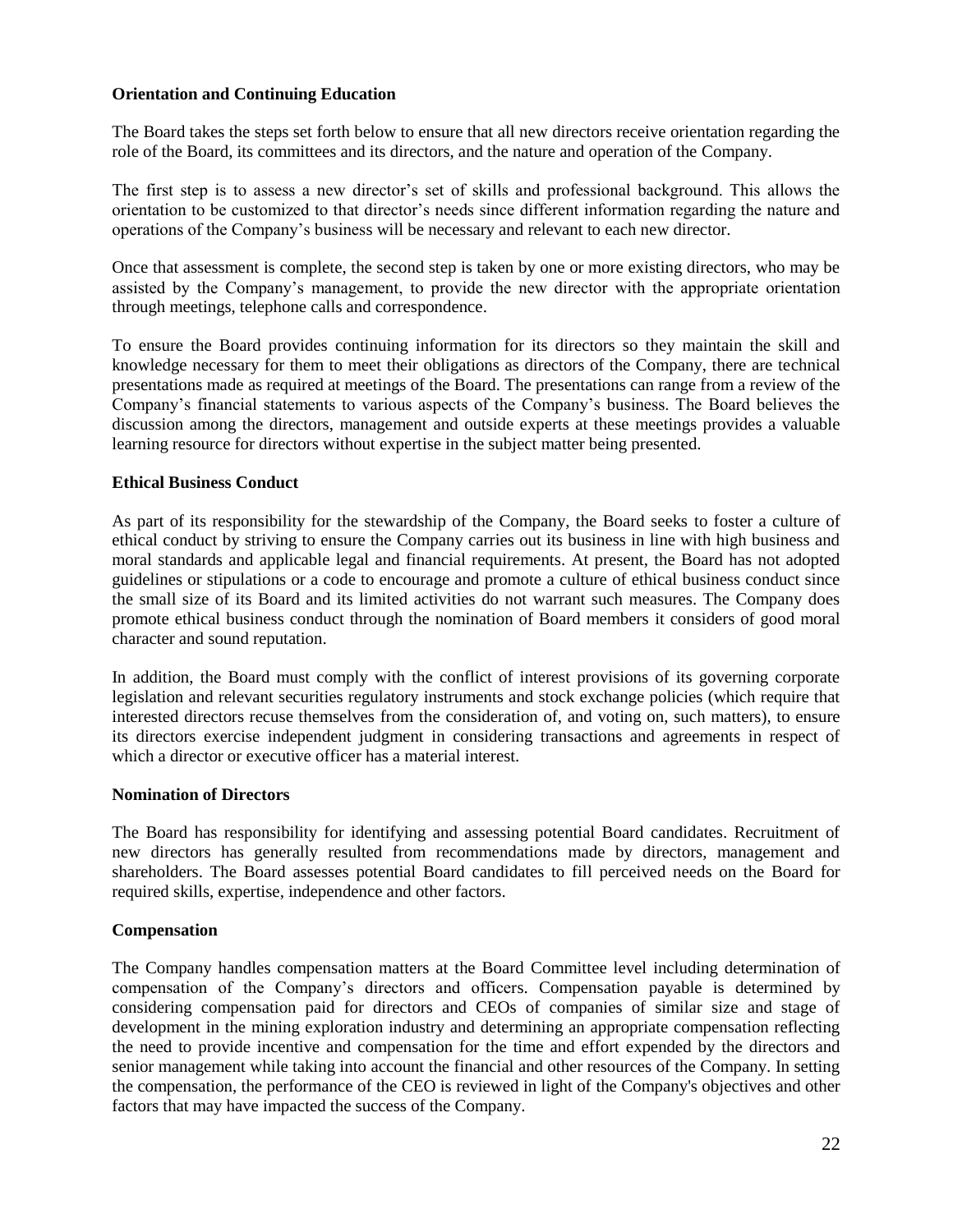**Orientation and Continuing Education**

The Board takes the steps set forth below to ensure that all new directors receive orientation regarding the role of the Board, its committees and its directors, and the nature and operation of the Company.

The first step is to assess a new director's set of skills and professional background. This allows the orientation to be customized to that director's needs since different information regarding the nature and operations of the Company's business will be necessary and relevant to each new director.

Once that assessment is complete, the second step is taken by one or more existing directors, who may be assisted by the Company's management, to provide the new director with the appropriate orientation through meetings, telephone calls and correspondence.

To ensure the Board provides continuing information for its directors so they maintain the skill and knowledge necessary for them to meet their obligations as directors of the Company, there are technical presentations made as required at meetings of the Board. The presentations can range from a review of the Company's financial statements to various aspects of the Company's business. The Board believes the discussion among the directors, management and outside experts at these meetings provides a valuable learning resource for directors without expertise in the subject matter being presented.

**Ethical Business Conduct**

As part of its responsibility for the stewardship of the Company, the Board seeks to foster a culture of ethical conduct by striving to ensure the Company carries out its business in line with high business and moral standards and applicable legal and financial requirements. At present, the Board has not adopted guidelines or stipulations or a code to encourage and promote a culture of ethical business conduct since the small size of its Board and its limited activities do not warrant such measures. The Company does promote ethical business conduct through the nomination of Board members it considers of good moral character and sound reputation.

In addition, the Board must comply with the conflict of interest provisions of its governing corporate legislation and relevant securities regulatory instruments and stock exchange policies (which require that interested directors recuse themselves from the consideration of, and voting on, such matters), to ensure its directors exercise independent judgment in considering transactions and agreements in respect of which a director or executive officer has a material interest.

**Nomination of Directors**

The Board has responsibility for identifying and assessing potential Board candidates. Recruitment of new directors has generally resulted from recommendations made by directors, management and shareholders. The Board assesses potential Board candidates to fill perceived needs on the Board for required skills, expertise, independence and other factors.

**Compensation**

The Company handles compensation matters at the Board Committee level including determination of compensation of the Company's directors and officers. Compensation payable is determined by considering compensation paid for directors and CEOs of companies of similar size and stage of development in the mining exploration industry and determining an appropriate compensation reflecting the need to provide incentive and compensation for the time and effort expended by the directors and senior management while taking into account the financial and other resources of the Company. In setting the compensation, the performance of the CEO is reviewed in light of the Company's objectives and other factors that may have impacted the success of the Company.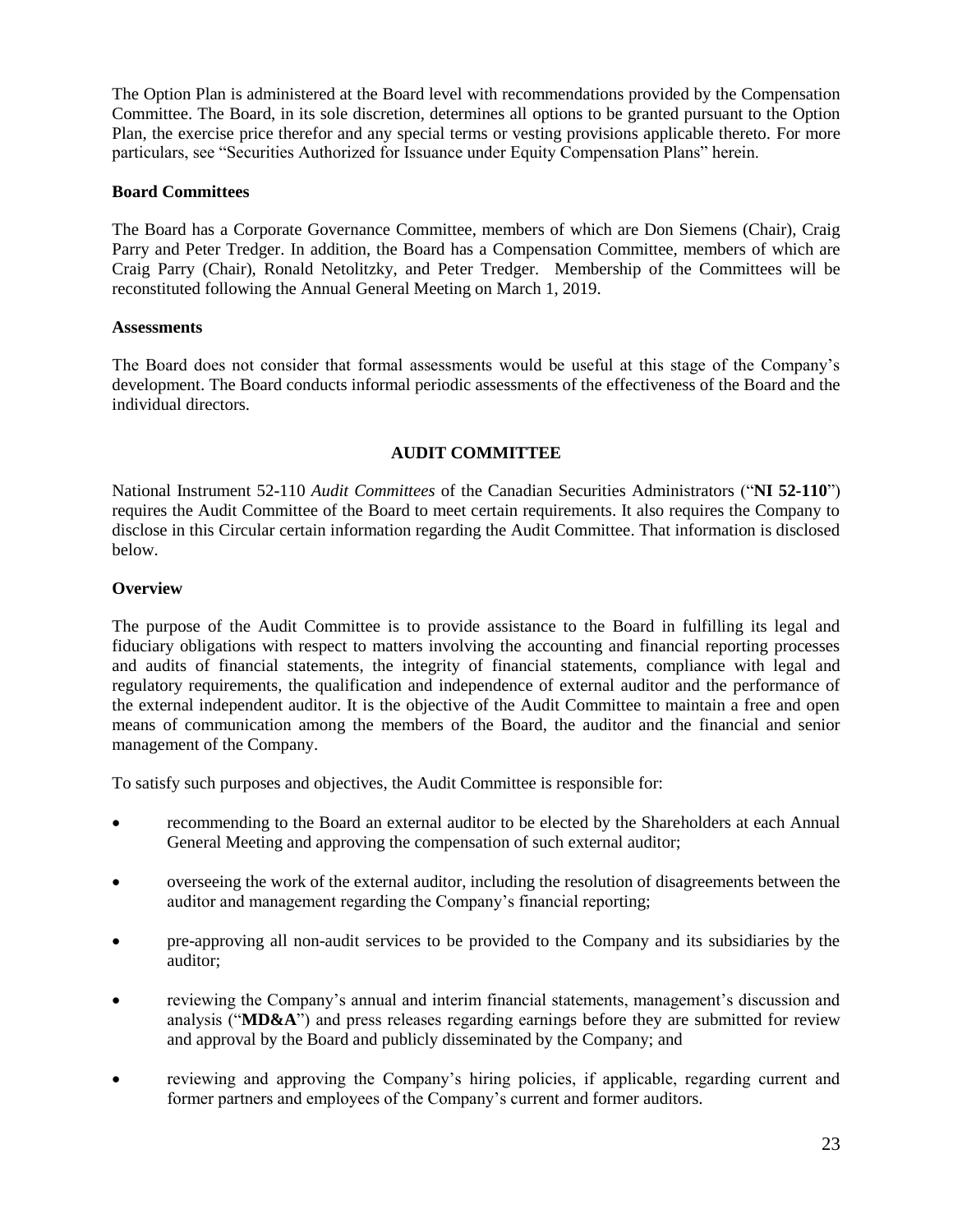The Option Plan is administered at the Board level with recommendations provided by the Compensation Committee. The Board, in its sole discretion, determines all options to be granted pursuant to the Option Plan, the exercise price therefor and any special terms or vesting provisions applicable thereto. For more particulars, see "Securities Authorized for Issuance under Equity Compensation Plans" herein.

### Board Committees

The Board has a Corporate Governance Committee, members of which are Don Siemens (Chair), Craig Parry and Peter Tredger. In addition, the Board has a Compensation Committee, members of which are Craig Parry (Chair), Ronald Netolitzky, and Peter Tredger. Membership of the Committees will be reconstituted following the Annual General Meeting on March 1, 2019.

### Assessments

The Board does not consider that formal assessments would be useful at this stage of the Company's development. The Board conducts informal periodic assessments of the effectiveness of the Board and the individual directors.

## AUDIT COMMITTEE

National Instrument 52-110 *Audit Committees* of the Canadian Securities Administrators ("**NI 52-110**") requires the Audit Committee of the Board to meet certain requirements. It also requires the Company to disclose in this Circular certain information regarding the Audit Committee. That information is disclosed below.

### Overview

The purpose of the Audit Committee is to provide assistance to the Board in fulfilling its legal and fiduciary obligations with respect to matters involving the accounting and financial reporting processes and audits of financial statements, the integrity of financial statements, compliance with legal and regulatory requirements, the qualification and independence of external auditor and the performance of the external independent auditor. It is the objective of the Audit Committee to maintain a free and open means of communication among the members of the Board, the auditor and the financial and senior management of the Company.

To satisfy such purposes and objectives, the Audit Committee is responsible for:

- recommending to the Board an external auditor to be elected by the Shareholders at each Annual General Meeting and approving the compensation of such external auditor;
- overseeing the work of the external auditor, including the resolution of disagreements between the auditor and management regarding the Company's financial reporting;
- pre-approving all non-audit services to be provided to the Company and its subsidiaries by the auditor;
- reviewing the Company's annual and interim financial statements, management's discussion and analysis ("**MD&A**") and press releases regarding earnings before they are submitted for review and approval by the Board and publicly disseminated by the Company; and
- reviewing and approving the Company's hiring policies, if applicable, regarding current and former partners and employees of the Company's current and former auditors.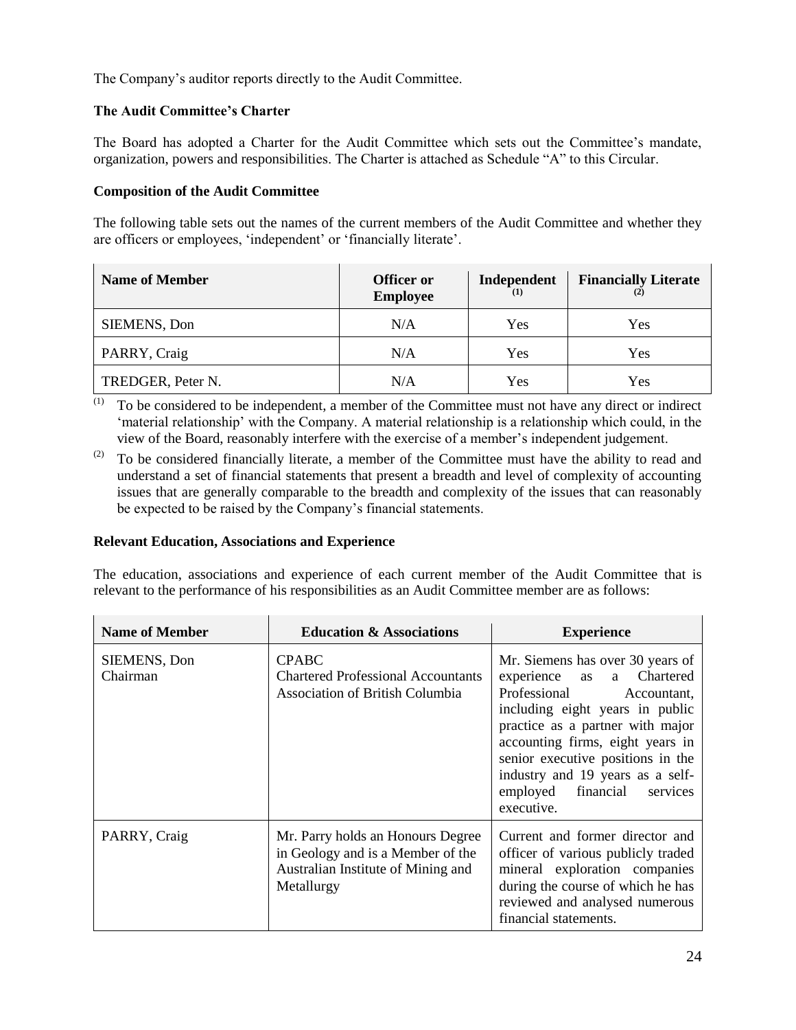The Company's auditor reports directly to the Audit Committee.

**The Audit Committee's Charter**

The Board has adopted a Charter for the Audit Committee which sets out the Committee's mandate, organization, powers and responsibilities. The Charter is attached as Schedule "A" to this Circular.

**Composition of the Audit Committee**

The following table sets out the names of the current members of the Audit Committee and whether they are officers or employees, 'independent' or 'financially literate'.

| Name of Member | Officer or Employee | Independent (1) | Financially Literate (2) |
|---|---|---|---|
| SIEMENS, Don | N/A | Yes | Yes |
| PARRY, Craig | N/A | Yes | Yes |
| TREDGER, Peter N. | N/A | Yes | Yes |

(1) To be considered to be independent, a member of the Committee must not have any direct or indirect 'material relationship' with the Company. A material relationship is a relationship which could, in the view of the Board, reasonably interfere with the exercise of a member's independent judgement.

(2) To be considered financially literate, a member of the Committee must have the ability to read and understand a set of financial statements that present a breadth and level of complexity of accounting issues that are generally comparable to the breadth and complexity of the issues that can reasonably be expected to be raised by the Company's financial statements.

**Relevant Education, Associations and Experience**

The education, associations and experience of each current member of the Audit Committee that is relevant to the performance of his responsibilities as an Audit Committee member are as follows:

| Name of Member | Education & Associations | Experience |
|---|---|---|
| SIEMENS, Don<br>Chairman | CPABC<br>Chartered Professional Accountants Association of British Columbia | Mr. Siemens has over 30 years of experience as a Chartered Professional Accountant, including eight years in public practice as a partner with major accounting firms, eight years in senior executive positions in the industry and 19 years as a self-employed financial services executive. |
| PARRY, Craig | Mr. Parry holds an Honours Degree in Geology and is a Member of the Australian Institute of Mining and Metallurgy | Current and former director and officer of various publicly traded mineral exploration companies during the course of which he has reviewed and analysed numerous financial statements. |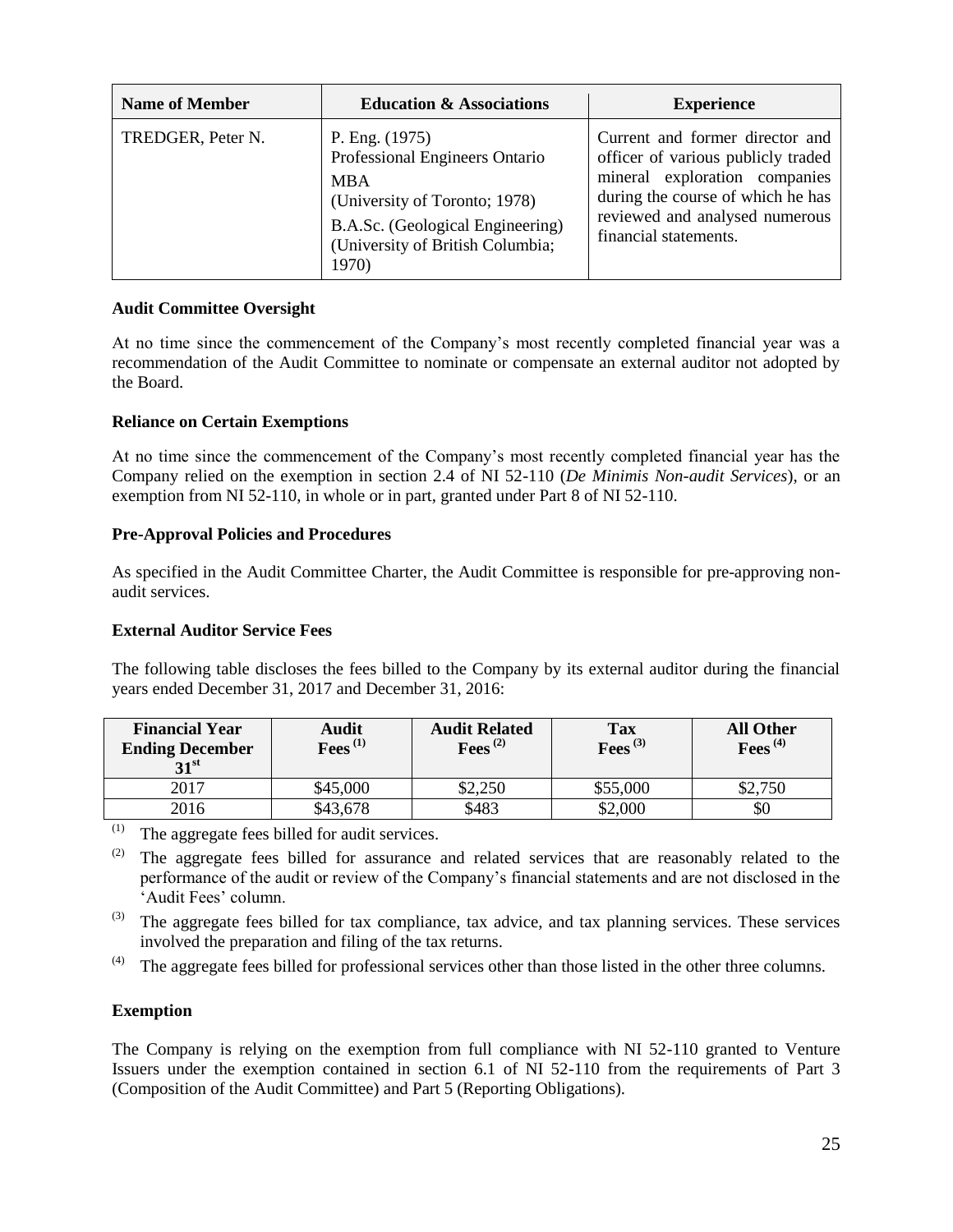| Name of Member | Education & Associations | Experience |
|---|---|---|
| TREDGER, Peter N. | P. Eng. (1975)<br>Professional Engineers Ontario<br>MBA<br>(University of Toronto; 1978)<br>B.A.Sc. (Geological Engineering)<br>(University of British Columbia; 1970) | Current and former director and officer of various publicly traded mineral exploration companies during the course of which he has reviewed and analysed numerous financial statements. |

**Audit Committee Oversight**

At no time since the commencement of the Company's most recently completed financial year was a recommendation of the Audit Committee to nominate or compensate an external auditor not adopted by the Board.

**Reliance on Certain Exemptions**

At no time since the commencement of the Company's most recently completed financial year has the Company relied on the exemption in section 2.4 of NI 52-110 (*De Minimis Non-audit Services*), or an exemption from NI 52-110, in whole or in part, granted under Part 8 of NI 52-110.

**Pre-Approval Policies and Procedures**

As specified in the Audit Committee Charter, the Audit Committee is responsible for pre-approving non-audit services.

**External Auditor Service Fees**

The following table discloses the fees billed to the Company by its external auditor during the financial years ended December 31, 2017 and December 31, 2016:

| Financial Year Ending December 31st | Audit Fees (1) | Audit Related Fees (2) | Tax Fees (3) | All Other Fees (4) |
|---|---|---|---|---|
| 2017 | $45,000 | $2,250 | $55,000 | $2,750 |
| 2016 | $43,678 | $483 | $2,000 | $0 |

(1) The aggregate fees billed for audit services.

(2) The aggregate fees billed for assurance and related services that are reasonably related to the performance of the audit or review of the Company's financial statements and are not disclosed in the 'Audit Fees' column.

(3) The aggregate fees billed for tax compliance, tax advice, and tax planning services. These services involved the preparation and filing of the tax returns.

(4) The aggregate fees billed for professional services other than those listed in the other three columns.

**Exemption**

The Company is relying on the exemption from full compliance with NI 52-110 granted to Venture Issuers under the exemption contained in section 6.1 of NI 52-110 from the requirements of Part 3 (Composition of the Audit Committee) and Part 5 (Reporting Obligations).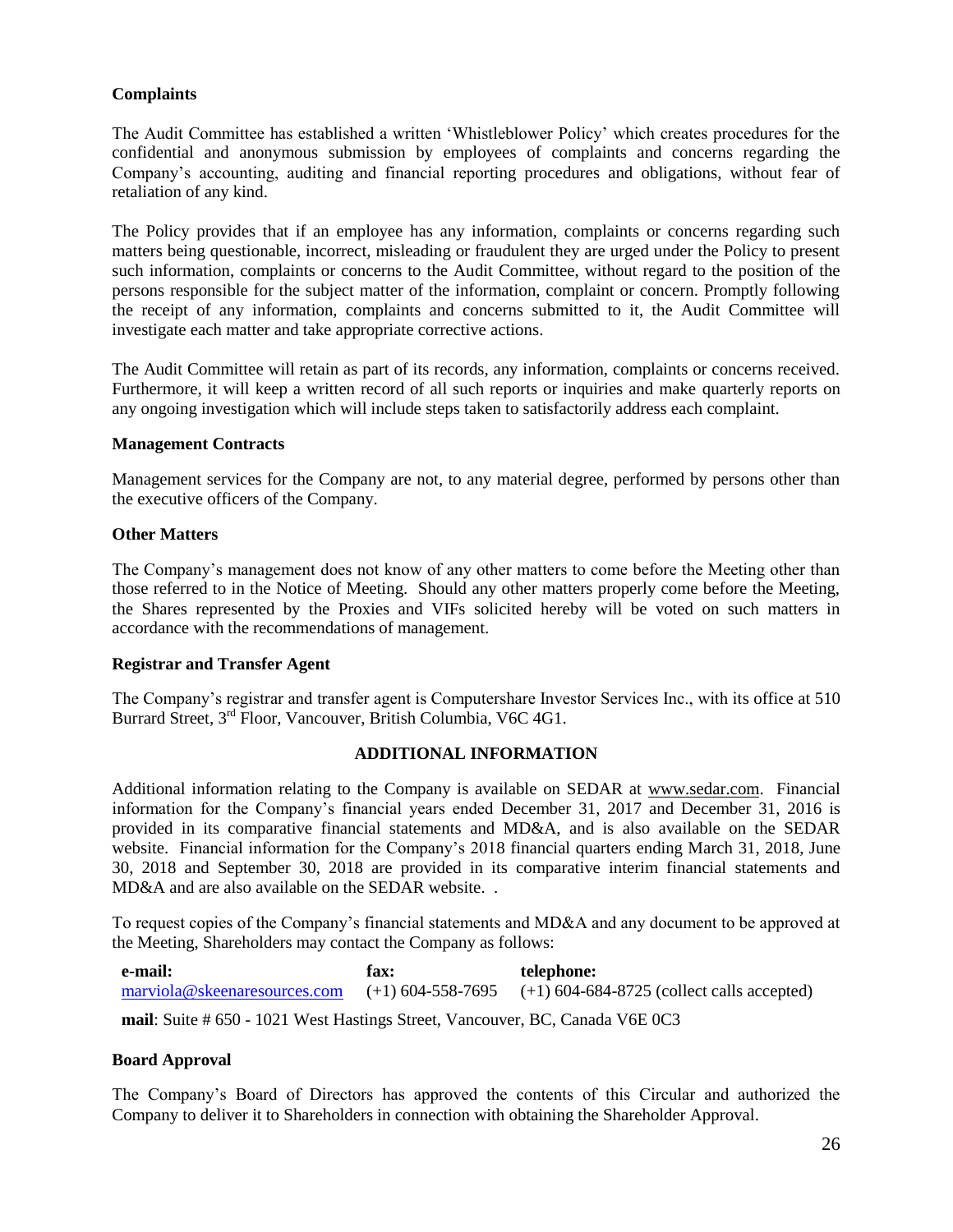**Complaints**

The Audit Committee has established a written 'Whistleblower Policy' which creates procedures for the confidential and anonymous submission by employees of complaints and concerns regarding the Company's accounting, auditing and financial reporting procedures and obligations, without fear of retaliation of any kind.

The Policy provides that if an employee has any information, complaints or concerns regarding such matters being questionable, incorrect, misleading or fraudulent they are urged under the Policy to present such information, complaints or concerns to the Audit Committee, without regard to the position of the persons responsible for the subject matter of the information, complaint or concern. Promptly following the receipt of any information, complaints and concerns submitted to it, the Audit Committee will investigate each matter and take appropriate corrective actions.

The Audit Committee will retain as part of its records, any information, complaints or concerns received. Furthermore, it will keep a written record of all such reports or inquiries and make quarterly reports on any ongoing investigation which will include steps taken to satisfactorily address each complaint.

**Management Contracts**

Management services for the Company are not, to any material degree, performed by persons other than the executive officers of the Company.

**Other Matters**

The Company's management does not know of any other matters to come before the Meeting other than those referred to in the Notice of Meeting. Should any other matters properly come before the Meeting, the Shares represented by the Proxies and VIFs solicited hereby will be voted on such matters in accordance with the recommendations of management.

**Registrar and Transfer Agent**

The Company's registrar and transfer agent is Computershare Investor Services Inc., with its office at 510 Burrard Street, 3rd Floor, Vancouver, British Columbia, V6C 4G1.

## ADDITIONAL INFORMATION

Additional information relating to the Company is available on SEDAR at www.sedar.com. Financial information for the Company's financial years ended December 31, 2017 and December 31, 2016 is provided in its comparative financial statements and MD&A, and is also available on the SEDAR website. Financial information for the Company's 2018 financial quarters ending March 31, 2018, June 30, 2018 and September 30, 2018 are provided in its comparative interim financial statements and MD&A and are also available on the SEDAR website. .

To request copies of the Company's financial statements and MD&A and any document to be approved at the Meeting, Shareholders may contact the Company as follows:

| **e-mail:** | **fax:** | **telephone:** |
|---|---|---|
| marviola@skeenaresources.com | (+1) 604-558-7695 | (+1) 604-684-8725 (collect calls accepted) |

**mail**: Suite # 650 - 1021 West Hastings Street, Vancouver, BC, Canada V6E 0C3

**Board Approval**

The Company's Board of Directors has approved the contents of this Circular and authorized the Company to deliver it to Shareholders in connection with obtaining the Shareholder Approval.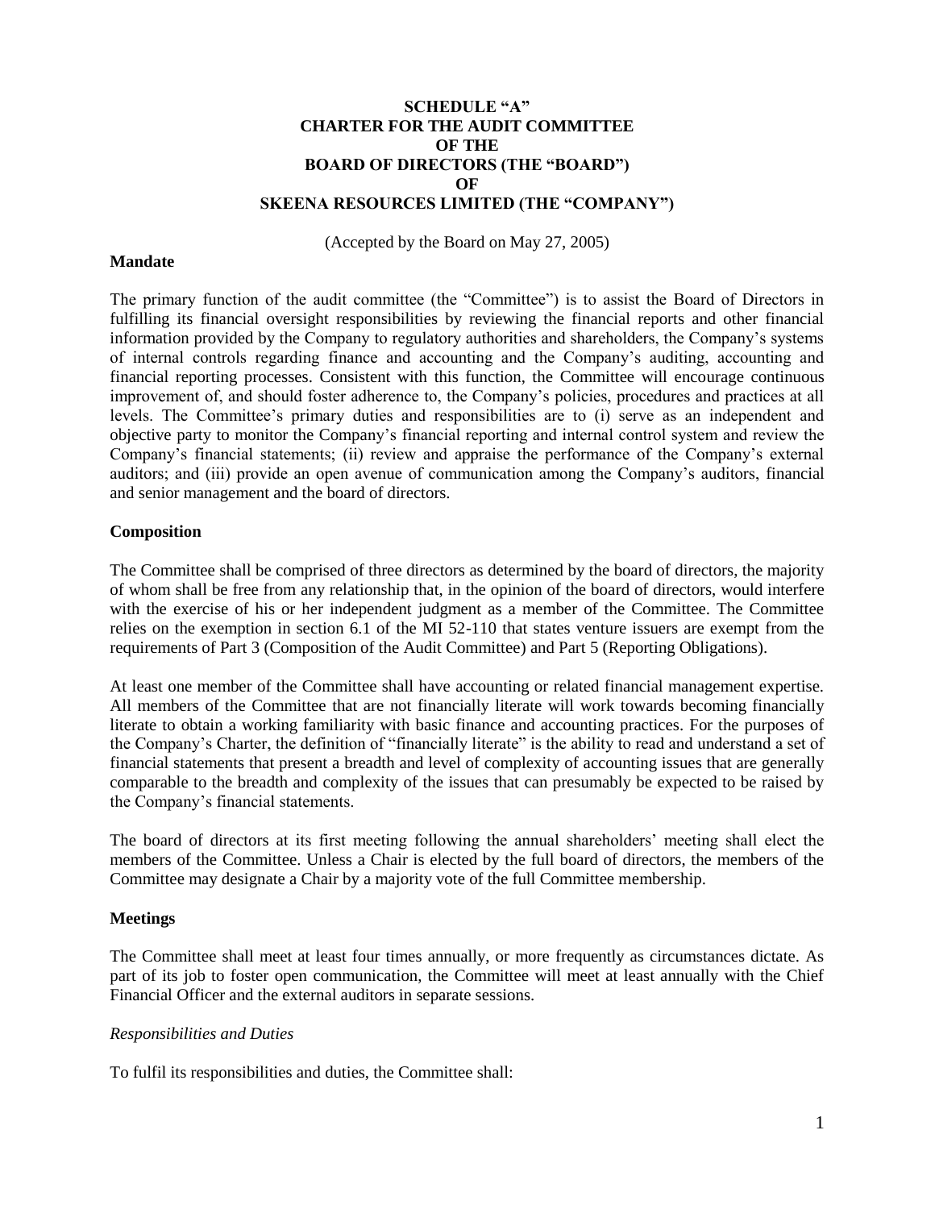# SCHEDULE "A"
# CHARTER FOR THE AUDIT COMMITTEE
# OF THE
# BOARD OF DIRECTORS (THE "BOARD")
# OF
# SKEENA RESOURCES LIMITED (THE "COMPANY")

(Accepted by the Board on May 27, 2005)

**Mandate**

The primary function of the audit committee (the "Committee") is to assist the Board of Directors in fulfilling its financial oversight responsibilities by reviewing the financial reports and other financial information provided by the Company to regulatory authorities and shareholders, the Company's systems of internal controls regarding finance and accounting and the Company's auditing, accounting and financial reporting processes. Consistent with this function, the Committee will encourage continuous improvement of, and should foster adherence to, the Company's policies, procedures and practices at all levels. The Committee's primary duties and responsibilities are to (i) serve as an independent and objective party to monitor the Company's financial reporting and internal control system and review the Company's financial statements; (ii) review and appraise the performance of the Company's external auditors; and (iii) provide an open avenue of communication among the Company's auditors, financial and senior management and the board of directors.

**Composition**

The Committee shall be comprised of three directors as determined by the board of directors, the majority of whom shall be free from any relationship that, in the opinion of the board of directors, would interfere with the exercise of his or her independent judgment as a member of the Committee. The Committee relies on the exemption in section 6.1 of the MI 52-110 that states venture issuers are exempt from the requirements of Part 3 (Composition of the Audit Committee) and Part 5 (Reporting Obligations).

At least one member of the Committee shall have accounting or related financial management expertise. All members of the Committee that are not financially literate will work towards becoming financially literate to obtain a working familiarity with basic finance and accounting practices. For the purposes of the Company's Charter, the definition of "financially literate" is the ability to read and understand a set of financial statements that present a breadth and level of complexity of accounting issues that are generally comparable to the breadth and complexity of the issues that can presumably be expected to be raised by the Company's financial statements.

The board of directors at its first meeting following the annual shareholders' meeting shall elect the members of the Committee. Unless a Chair is elected by the full board of directors, the members of the Committee may designate a Chair by a majority vote of the full Committee membership.

**Meetings**

The Committee shall meet at least four times annually, or more frequently as circumstances dictate. As part of its job to foster open communication, the Committee will meet at least annually with the Chief Financial Officer and the external auditors in separate sessions.

*Responsibilities and Duties*

To fulfil its responsibilities and duties, the Committee shall: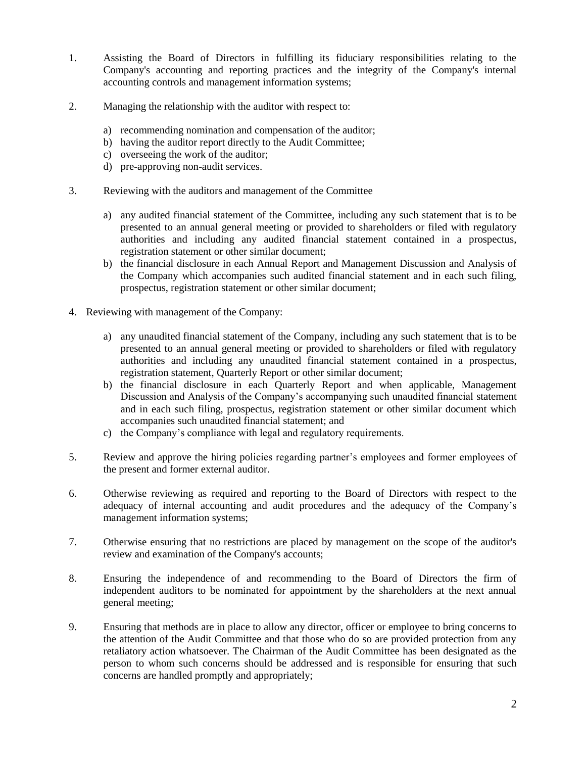1. Assisting the Board of Directors in fulfilling its fiduciary responsibilities relating to the Company's accounting and reporting practices and the integrity of the Company's internal accounting controls and management information systems;

2. Managing the relationship with the auditor with respect to:

   a) recommending nomination and compensation of the auditor;
   b) having the auditor report directly to the Audit Committee;
   c) overseeing the work of the auditor;
   d) pre-approving non-audit services.

3. Reviewing with the auditors and management of the Committee

   a) any audited financial statement of the Committee, including any such statement that is to be presented to an annual general meeting or provided to shareholders or filed with regulatory authorities and including any audited financial statement contained in a prospectus, registration statement or other similar document;
   b) the financial disclosure in each Annual Report and Management Discussion and Analysis of the Company which accompanies such audited financial statement and in each such filing, prospectus, registration statement or other similar document;

4. Reviewing with management of the Company:

   a) any unaudited financial statement of the Company, including any such statement that is to be presented to an annual general meeting or provided to shareholders or filed with regulatory authorities and including any unaudited financial statement contained in a prospectus, registration statement, Quarterly Report or other similar document;
   b) the financial disclosure in each Quarterly Report and when applicable, Management Discussion and Analysis of the Company's accompanying such unaudited financial statement and in each such filing, prospectus, registration statement or other similar document which accompanies such unaudited financial statement; and
   c) the Company's compliance with legal and regulatory requirements.

5. Review and approve the hiring policies regarding partner's employees and former employees of the present and former external auditor.

6. Otherwise reviewing as required and reporting to the Board of Directors with respect to the adequacy of internal accounting and audit procedures and the adequacy of the Company's management information systems;

7. Otherwise ensuring that no restrictions are placed by management on the scope of the auditor's review and examination of the Company's accounts;

8. Ensuring the independence of and recommending to the Board of Directors the firm of independent auditors to be nominated for appointment by the shareholders at the next annual general meeting;

9. Ensuring that methods are in place to allow any director, officer or employee to bring concerns to the attention of the Audit Committee and that those who do so are provided protection from any retaliatory action whatsoever. The Chairman of the Audit Committee has been designated as the person to whom such concerns should be addressed and is responsible for ensuring that such concerns are handled promptly and appropriately;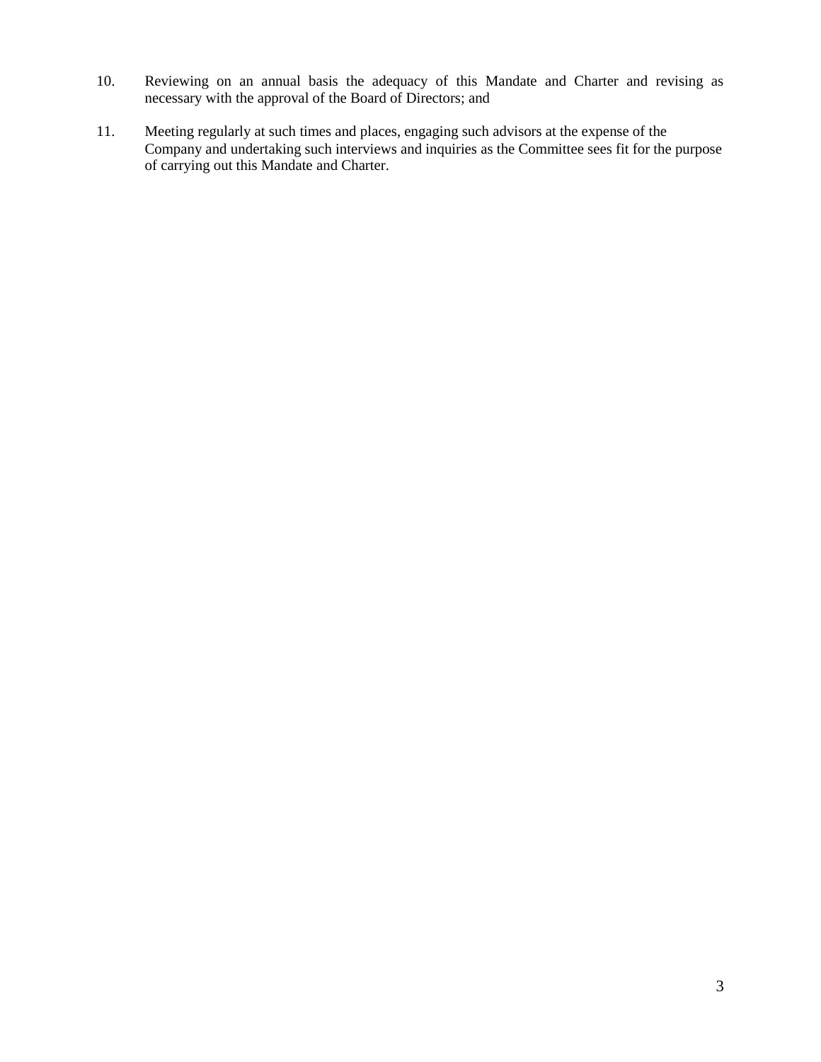10. Reviewing on an annual basis the adequacy of this Mandate and Charter and revising as necessary with the approval of the Board of Directors; and

11. Meeting regularly at such times and places, engaging such advisors at the expense of the Company and undertaking such interviews and inquiries as the Committee sees fit for the purpose of carrying out this Mandate and Charter.